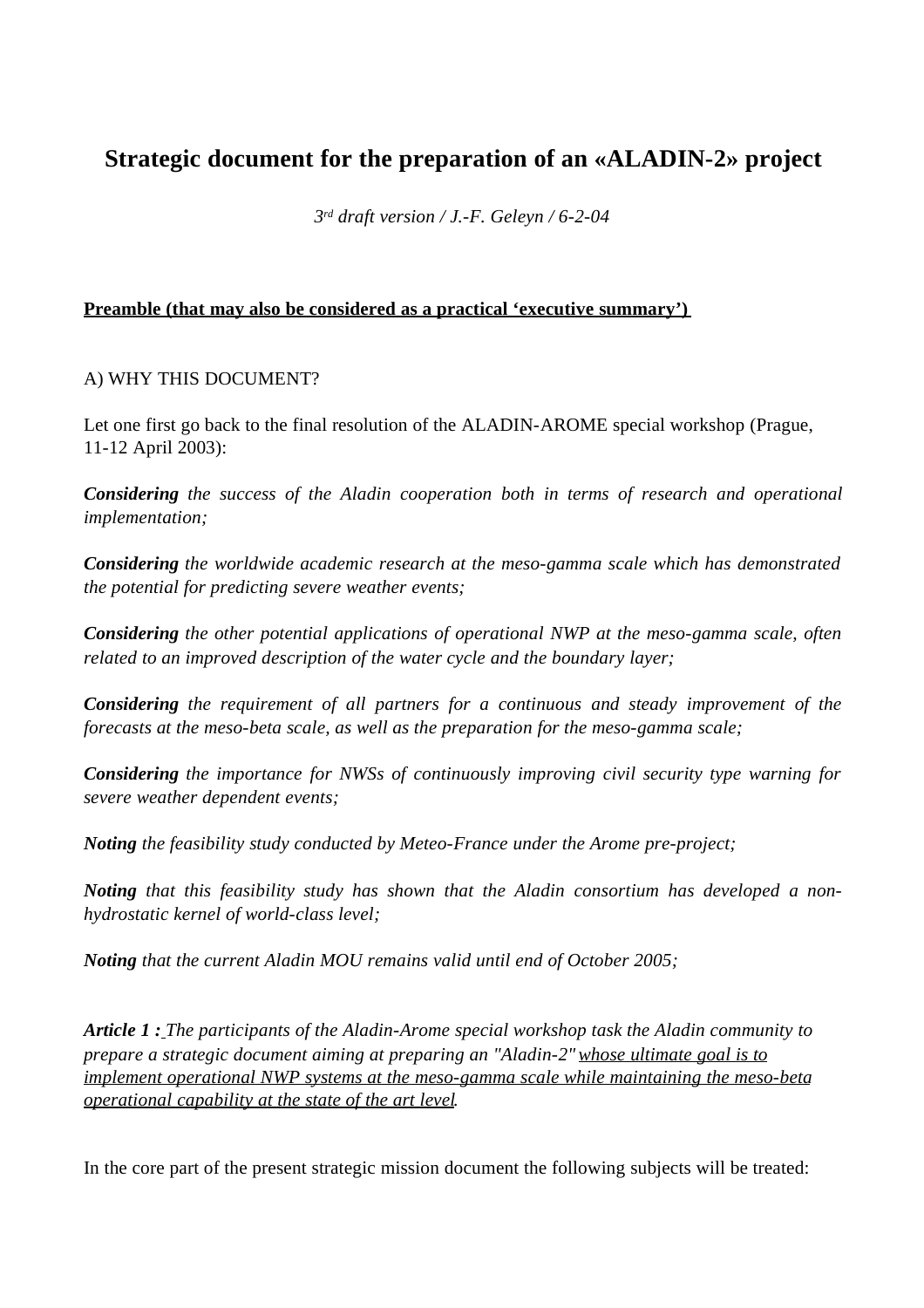# Strategic document for the preparation of an «ALADIN-2» project

*3rd draft version / J.-F. Geleyn / 6-2-04*

**Preamble (that may also be considered as a practical 'executive summary')**

A) WHY THIS DOCUMENT?

Let one first go back to the final resolution of the ALADIN-AROME special workshop (Prague, 11-12 April 2003):

***Considering*** *the success of the Aladin cooperation both in terms of research and operational implementation;*

***Considering*** *the worldwide academic research at the meso-gamma scale which has demonstrated the potential for predicting severe weather events;*

***Considering*** *the other potential applications of operational NWP at the meso-gamma scale, often related to an improved description of the water cycle and the boundary layer;*

***Considering*** *the requirement of all partners for a continuous and steady improvement of the forecasts at the meso-beta scale, as well as the preparation for the meso-gamma scale;*

***Considering*** *the importance for NWSs of continuously improving civil security type warning for severe weather dependent events;*

***Noting*** *the feasibility study conducted by Meteo-France under the Arome pre-project;*

***Noting*** *that this feasibility study has shown that the Aladin consortium has developed a non-hydrostatic kernel of world-class level;*

***Noting*** *that the current Aladin MOU remains valid until end of October 2005;*

***Article 1 :*** *The participants of the Aladin-Arome special workshop task the Aladin community to prepare a strategic document aiming at preparing an "Aladin-2" whose ultimate goal is to implement operational NWP systems at the meso-gamma scale while maintaining the meso-beta operational capability at the state of the art level.*

In the core part of the present strategic mission document the following subjects will be treated: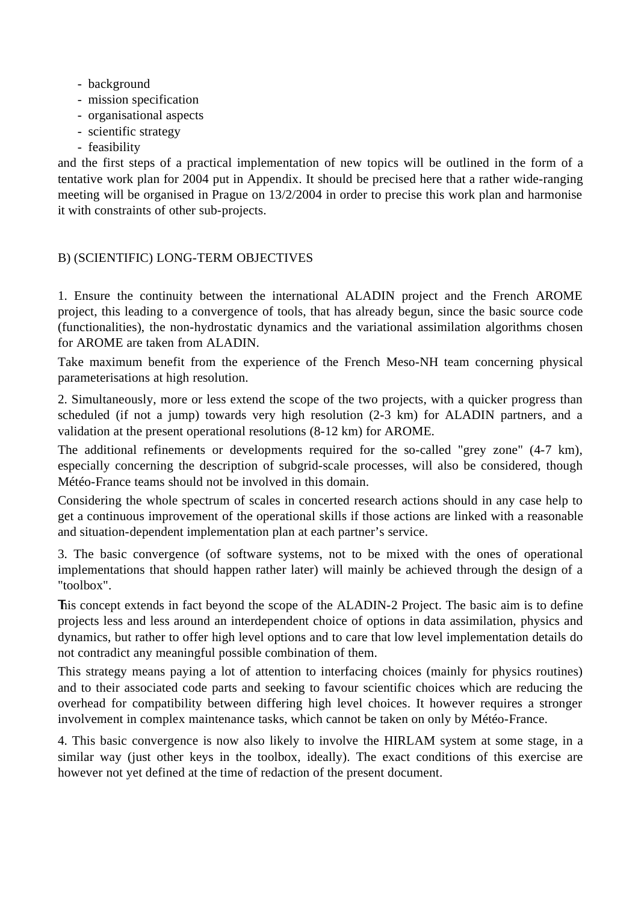- background
- mission specification
- organisational aspects
- scientific strategy
- feasibility

and the first steps of a practical implementation of new topics will be outlined in the form of a tentative work plan for 2004 put in Appendix. It should be precised here that a rather wide-ranging meeting will be organised in Prague on 13/2/2004 in order to precise this work plan and harmonise it with constraints of other sub-projects.

## B) (SCIENTIFIC) LONG-TERM OBJECTIVES

1. Ensure the continuity between the international ALADIN project and the French AROME project, this leading to a convergence of tools, that has already begun, since the basic source code (functionalities), the non-hydrostatic dynamics and the variational assimilation algorithms chosen for AROME are taken from ALADIN.

Take maximum benefit from the experience of the French Meso-NH team concerning physical parameterisations at high resolution.

2. Simultaneously, more or less extend the scope of the two projects, with a quicker progress than scheduled (if not a jump) towards very high resolution (2-3 km) for ALADIN partners, and a validation at the present operational resolutions (8-12 km) for AROME.

The additional refinements or developments required for the so-called "grey zone" (4-7 km), especially concerning the description of subgrid-scale processes, will also be considered, though Météo-France teams should not be involved in this domain.

Considering the whole spectrum of scales in concerted research actions should in any case help to get a continuous improvement of the operational skills if those actions are linked with a reasonable and situation-dependent implementation plan at each partner's service.

3. The basic convergence (of software systems, not to be mixed with the ones of operational implementations that should happen rather later) will mainly be achieved through the design of a "toolbox".

This concept extends in fact beyond the scope of the ALADIN-2 Project. The basic aim is to define projects less and less around an interdependent choice of options in data assimilation, physics and dynamics, but rather to offer high level options and to care that low level implementation details do not contradict any meaningful possible combination of them.

This strategy means paying a lot of attention to interfacing choices (mainly for physics routines) and to their associated code parts and seeking to favour scientific choices which are reducing the overhead for compatibility between differing high level choices. It however requires a stronger involvement in complex maintenance tasks, which cannot be taken on only by Météo-France.

4. This basic convergence is now also likely to involve the HIRLAM system at some stage, in a similar way (just other keys in the toolbox, ideally). The exact conditions of this exercise are however not yet defined at the time of redaction of the present document.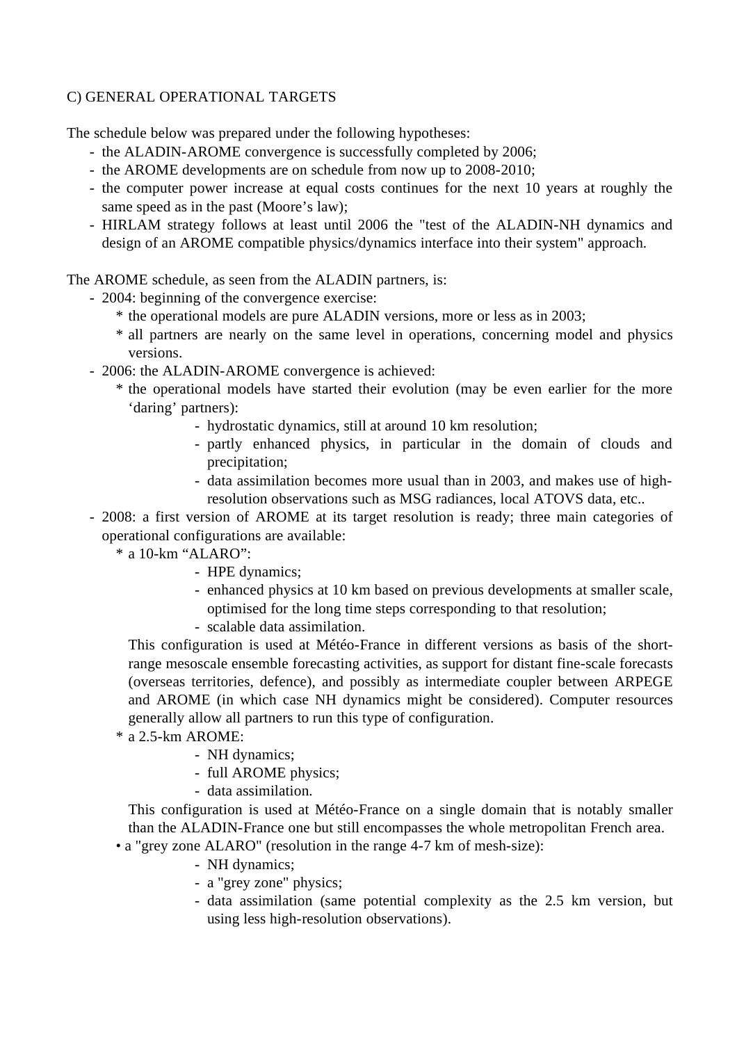C) GENERAL OPERATIONAL TARGETS

The schedule below was prepared under the following hypotheses:

- the ALADIN-AROME convergence is successfully completed by 2006;
- the AROME developments are on schedule from now up to 2008-2010;
- the computer power increase at equal costs continues for the next 10 years at roughly the same speed as in the past (Moore's law);
- HIRLAM strategy follows at least until 2006 the "test of the ALADIN-NH dynamics and design of an AROME compatible physics/dynamics interface into their system" approach.

The AROME schedule, as seen from the ALADIN partners, is:

- 2004: beginning of the convergence exercise:
  * the operational models are pure ALADIN versions, more or less as in 2003;
  * all partners are nearly on the same level in operations, concerning model and physics versions.
- 2006: the ALADIN-AROME convergence is achieved:
  * the operational models have started their evolution (may be even earlier for the more 'daring' partners):
    - hydrostatic dynamics, still at around 10 km resolution;
    - partly enhanced physics, in particular in the domain of clouds and precipitation;
    - data assimilation becomes more usual than in 2003, and makes use of high-resolution observations such as MSG radiances, local ATOVS data, etc..
- 2008: a first version of AROME at its target resolution is ready; three main categories of operational configurations are available:
  * a 10-km "ALARO":
    - HPE dynamics;
    - enhanced physics at 10 km based on previous developments at smaller scale, optimised for the long time steps corresponding to that resolution;
    - scalable data assimilation.

    This configuration is used at Météo-France in different versions as basis of the short-range mesoscale ensemble forecasting activities, as support for distant fine-scale forecasts (overseas territories, defence), and possibly as intermediate coupler between ARPEGE and AROME (in which case NH dynamics might be considered). Computer resources generally allow all partners to run this type of configuration.
  * a 2.5-km AROME:
    - NH dynamics;
    - full AROME physics;
    - data assimilation.

    This configuration is used at Météo-France on a single domain that is notably smaller than the ALADIN-France one but still encompasses the whole metropolitan French area.
  * a "grey zone ALARO" (resolution in the range 4-7 km of mesh-size):
    - NH dynamics;
    - a "grey zone" physics;
    - data assimilation (same potential complexity as the 2.5 km version, but using less high-resolution observations).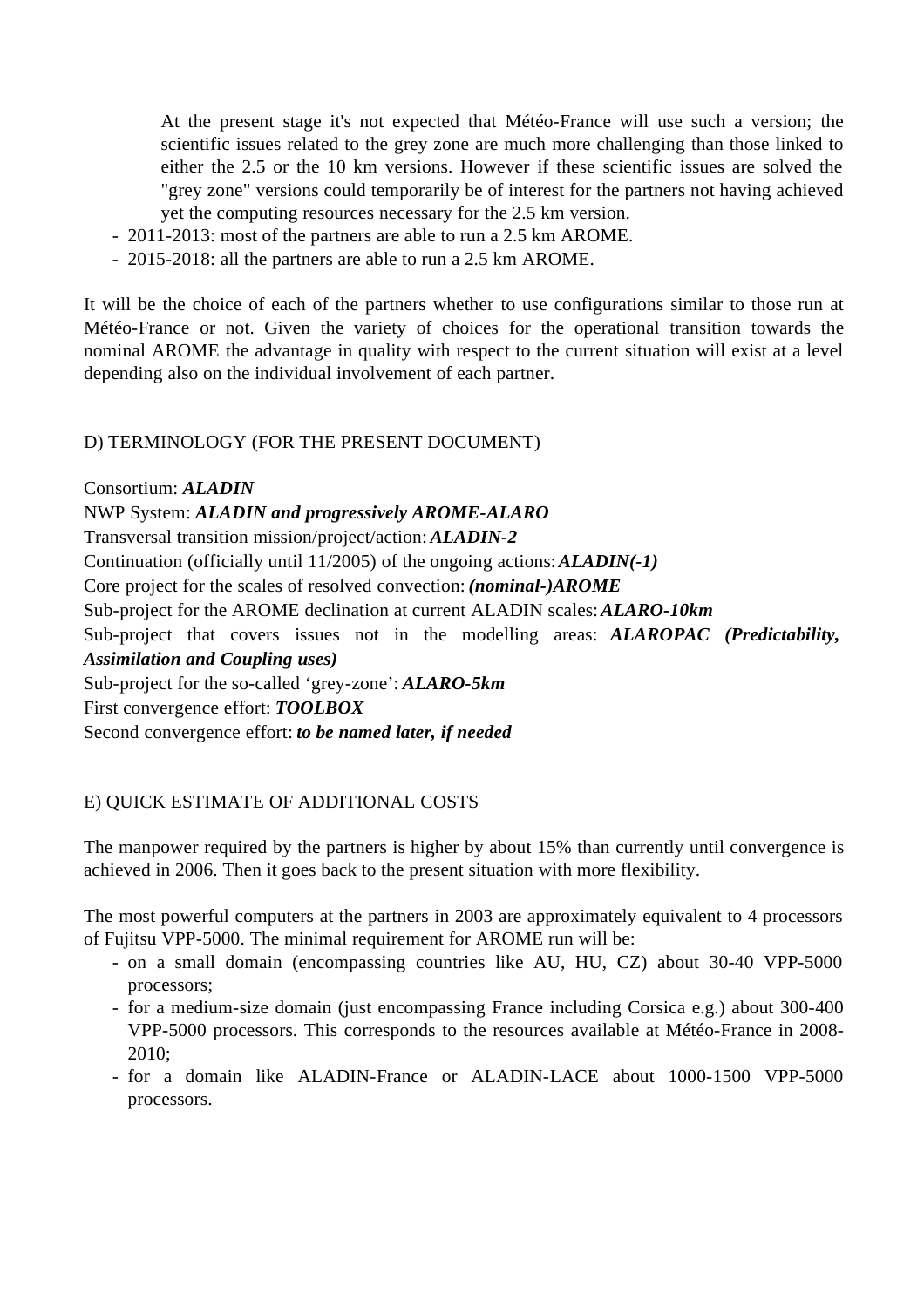At the present stage it's not expected that Météo-France will use such a version; the scientific issues related to the grey zone are much more challenging than those linked to either the 2.5 or the 10 km versions. However if these scientific issues are solved the "grey zone" versions could temporarily be of interest for the partners not having achieved yet the computing resources necessary for the 2.5 km version.

- 2011-2013: most of the partners are able to run a 2.5 km AROME.
- 2015-2018: all the partners are able to run a 2.5 km AROME.

It will be the choice of each of the partners whether to use configurations similar to those run at Météo-France or not. Given the variety of choices for the operational transition towards the nominal AROME the advantage in quality with respect to the current situation will exist at a level depending also on the individual involvement of each partner.

## D) TERMINOLOGY (FOR THE PRESENT DOCUMENT)

Consortium: ***ALADIN***
NWP System: ***ALADIN and progressively AROME-ALARO***
Transversal transition mission/project/action: ***ALADIN-2***
Continuation (officially until 11/2005) of the ongoing actions: ***ALADIN(-1)***
Core project for the scales of resolved convection: ***(nominal-)AROME***
Sub-project for the AROME declination at current ALADIN scales: ***ALARO-10km***
Sub-project that covers issues not in the modelling areas: ***ALAROPAC (Predictability, Assimilation and Coupling uses)***
Sub-project for the so-called 'grey-zone': ***ALARO-5km***
First convergence effort: ***TOOLBOX***
Second convergence effort: ***to be named later, if needed***

## E) QUICK ESTIMATE OF ADDITIONAL COSTS

The manpower required by the partners is higher by about 15% than currently until convergence is achieved in 2006. Then it goes back to the present situation with more flexibility.

The most powerful computers at the partners in 2003 are approximately equivalent to 4 processors of Fujitsu VPP-5000. The minimal requirement for AROME run will be:

- on a small domain (encompassing countries like AU, HU, CZ) about 30-40 VPP-5000 processors;
- for a medium-size domain (just encompassing France including Corsica e.g.) about 300-400 VPP-5000 processors. This corresponds to the resources available at Météo-France in 2008-2010;
- for a domain like ALADIN-France or ALADIN-LACE about 1000-1500 VPP-5000 processors.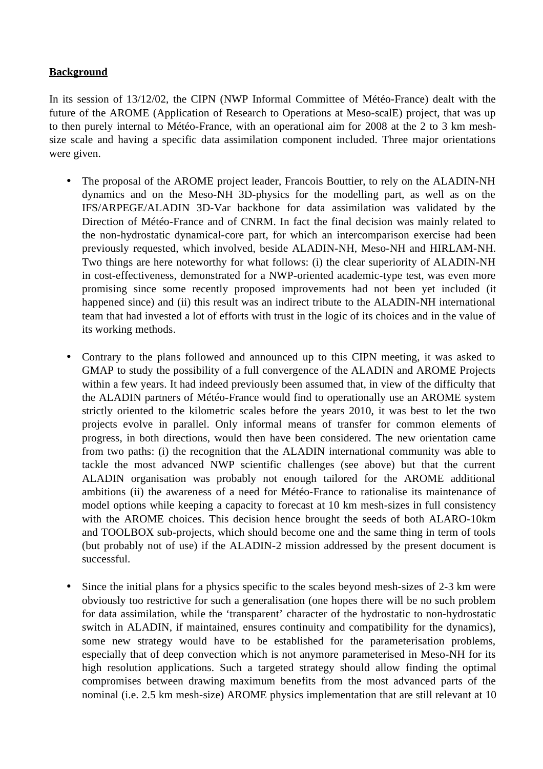**Background**

In its session of 13/12/02, the CIPN (NWP Informal Committee of Météo-France) dealt with the future of the AROME (Application of Research to Operations at Meso-scalE) project, that was up to then purely internal to Météo-France, with an operational aim for 2008 at the 2 to 3 km mesh-size scale and having a specific data assimilation component included. Three major orientations were given.

- The proposal of the AROME project leader, Francois Bouttier, to rely on the ALADIN-NH dynamics and on the Meso-NH 3D-physics for the modelling part, as well as on the IFS/ARPEGE/ALADIN 3D-Var backbone for data assimilation was validated by the Direction of Météo-France and of CNRM. In fact the final decision was mainly related to the non-hydrostatic dynamical-core part, for which an intercomparison exercise had been previously requested, which involved, beside ALADIN-NH, Meso-NH and HIRLAM-NH. Two things are here noteworthy for what follows: (i) the clear superiority of ALADIN-NH in cost-effectiveness, demonstrated for a NWP-oriented academic-type test, was even more promising since some recently proposed improvements had not been yet included (it happened since) and (ii) this result was an indirect tribute to the ALADIN-NH international team that had invested a lot of efforts with trust in the logic of its choices and in the value of its working methods.

- Contrary to the plans followed and announced up to this CIPN meeting, it was asked to GMAP to study the possibility of a full convergence of the ALADIN and AROME Projects within a few years. It had indeed previously been assumed that, in view of the difficulty that the ALADIN partners of Météo-France would find to operationally use an AROME system strictly oriented to the kilometric scales before the years 2010, it was best to let the two projects evolve in parallel. Only informal means of transfer for common elements of progress, in both directions, would then have been considered. The new orientation came from two paths: (i) the recognition that the ALADIN international community was able to tackle the most advanced NWP scientific challenges (see above) but that the current ALADIN organisation was probably not enough tailored for the AROME additional ambitions (ii) the awareness of a need for Météo-France to rationalise its maintenance of model options while keeping a capacity to forecast at 10 km mesh-sizes in full consistency with the AROME choices. This decision hence brought the seeds of both ALARO-10km and TOOLBOX sub-projects, which should become one and the same thing in term of tools (but probably not of use) if the ALADIN-2 mission addressed by the present document is successful.

- Since the initial plans for a physics specific to the scales beyond mesh-sizes of 2-3 km were obviously too restrictive for such a generalisation (one hopes there will be no such problem for data assimilation, while the 'transparent' character of the hydrostatic to non-hydrostatic switch in ALADIN, if maintained, ensures continuity and compatibility for the dynamics), some new strategy would have to be established for the parameterisation problems, especially that of deep convection which is not anymore parameterised in Meso-NH for its high resolution applications. Such a targeted strategy should allow finding the optimal compromises between drawing maximum benefits from the most advanced parts of the nominal (i.e. 2.5 km mesh-size) AROME physics implementation that are still relevant at 10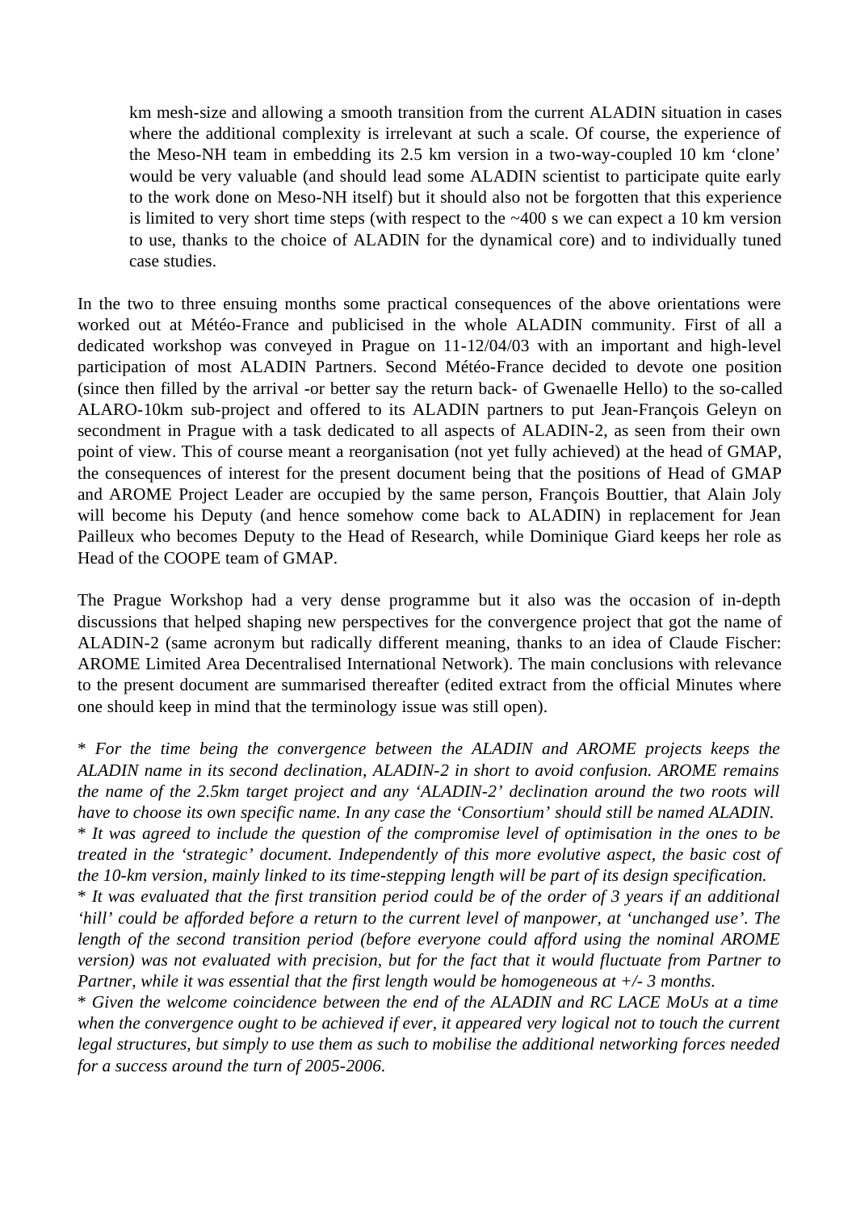km mesh-size and allowing a smooth transition from the current ALADIN situation in cases where the additional complexity is irrelevant at such a scale. Of course, the experience of the Meso-NH team in embedding its 2.5 km version in a two-way-coupled 10 km 'clone' would be very valuable (and should lead some ALADIN scientist to participate quite early to the work done on Meso-NH itself) but it should also not be forgotten that this experience is limited to very short time steps (with respect to the ~400 s we can expect a 10 km version to use, thanks to the choice of ALADIN for the dynamical core) and to individually tuned case studies.

In the two to three ensuing months some practical consequences of the above orientations were worked out at Météo-France and publicised in the whole ALADIN community. First of all a dedicated workshop was conveyed in Prague on 11-12/04/03 with an important and high-level participation of most ALADIN Partners. Second Météo-France decided to devote one position (since then filled by the arrival -or better say the return back- of Gwenaelle Hello) to the so-called ALARO-10km sub-project and offered to its ALADIN partners to put Jean-François Geleyn on secondment in Prague with a task dedicated to all aspects of ALADIN-2, as seen from their own point of view. This of course meant a reorganisation (not yet fully achieved) at the head of GMAP, the consequences of interest for the present document being that the positions of Head of GMAP and AROME Project Leader are occupied by the same person, François Bouttier, that Alain Joly will become his Deputy (and hence somehow come back to ALADIN) in replacement for Jean Pailleux who becomes Deputy to the Head of Research, while Dominique Giard keeps her role as Head of the COOPE team of GMAP.

The Prague Workshop had a very dense programme but it also was the occasion of in-depth discussions that helped shaping new perspectives for the convergence project that got the name of ALADIN-2 (same acronym but radically different meaning, thanks to an idea of Claude Fischer: AROME Limited Area Decentralised International Network). The main conclusions with relevance to the present document are summarised thereafter (edited extract from the official Minutes where one should keep in mind that the terminology issue was still open).

* *For the time being the convergence between the ALADIN and AROME projects keeps the ALADIN name in its second declination, ALADIN-2 in short to avoid confusion. AROME remains the name of the 2.5km target project and any 'ALADIN-2' declination around the two roots will have to choose its own specific name. In any case the 'Consortium' should still be named ALADIN.*
* *It was agreed to include the question of the compromise level of optimisation in the ones to be treated in the 'strategic' document. Independently of this more evolutive aspect, the basic cost of the 10-km version, mainly linked to its time-stepping length will be part of its design specification.*
* *It was evaluated that the first transition period could be of the order of 3 years if an additional 'hill' could be afforded before a return to the current level of manpower, at 'unchanged use'. The length of the second transition period (before everyone could afford using the nominal AROME version) was not evaluated with precision, but for the fact that it would fluctuate from Partner to Partner, while it was essential that the first length would be homogeneous at +/- 3 months.*
* *Given the welcome coincidence between the end of the ALADIN and RC LACE MoUs at a time when the convergence ought to be achieved if ever, it appeared very logical not to touch the current legal structures, but simply to use them as such to mobilise the additional networking forces needed for a success around the turn of 2005-2006.*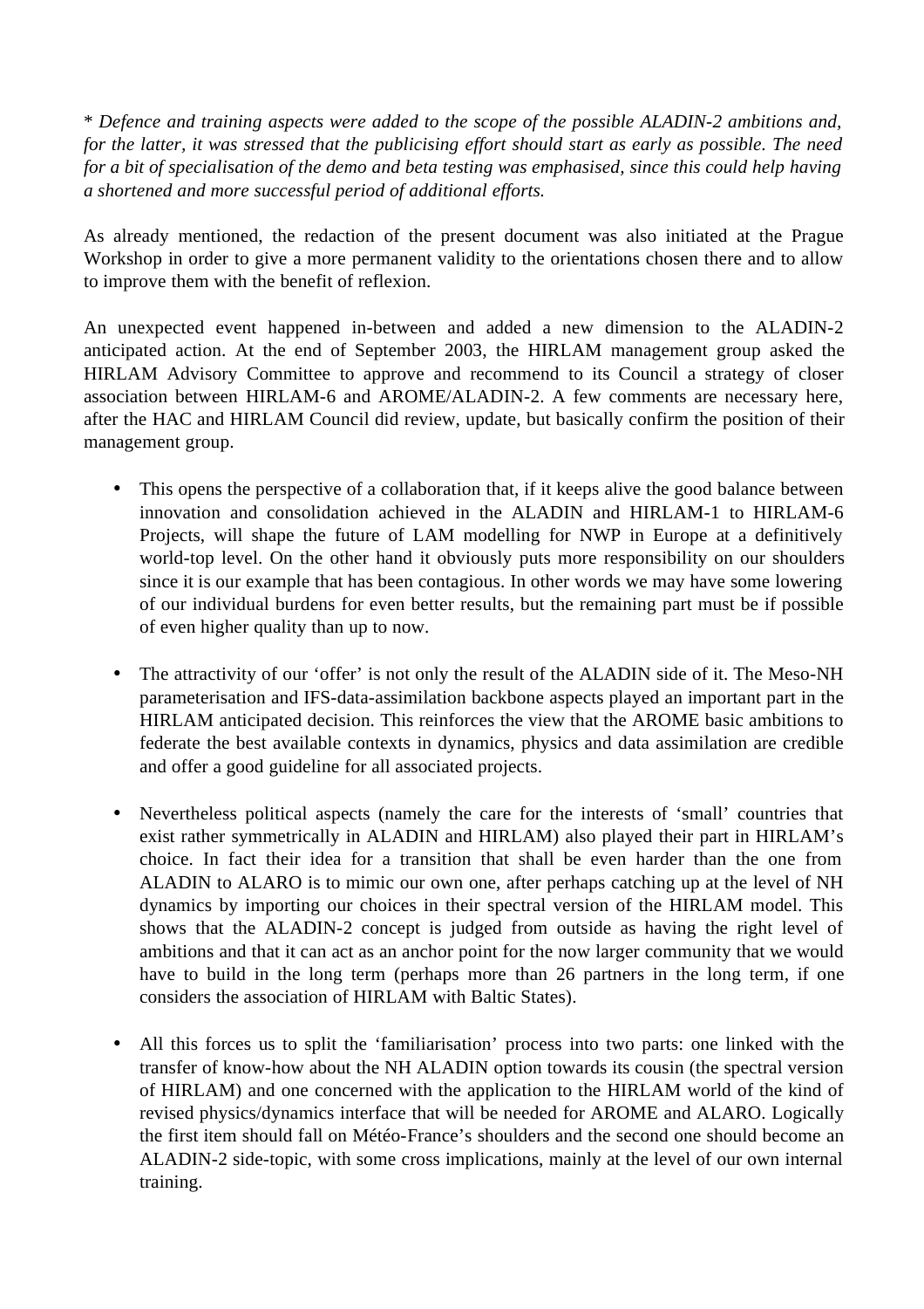\* *Defence and training aspects were added to the scope of the possible ALADIN-2 ambitions and, for the latter, it was stressed that the publicising effort should start as early as possible. The need for a bit of specialisation of the demo and beta testing was emphasised, since this could help having a shortened and more successful period of additional efforts.*

As already mentioned, the redaction of the present document was also initiated at the Prague Workshop in order to give a more permanent validity to the orientations chosen there and to allow to improve them with the benefit of reflexion.

An unexpected event happened in-between and added a new dimension to the ALADIN-2 anticipated action. At the end of September 2003, the HIRLAM management group asked the HIRLAM Advisory Committee to approve and recommend to its Council a strategy of closer association between HIRLAM-6 and AROME/ALADIN-2. A few comments are necessary here, after the HAC and HIRLAM Council did review, update, but basically confirm the position of their management group.

- This opens the perspective of a collaboration that, if it keeps alive the good balance between innovation and consolidation achieved in the ALADIN and HIRLAM-1 to HIRLAM-6 Projects, will shape the future of LAM modelling for NWP in Europe at a definitively world-top level. On the other hand it obviously puts more responsibility on our shoulders since it is our example that has been contagious. In other words we may have some lowering of our individual burdens for even better results, but the remaining part must be if possible of even higher quality than up to now.

- The attractivity of our 'offer' is not only the result of the ALADIN side of it. The Meso-NH parameterisation and IFS-data-assimilation backbone aspects played an important part in the HIRLAM anticipated decision. This reinforces the view that the AROME basic ambitions to federate the best available contexts in dynamics, physics and data assimilation are credible and offer a good guideline for all associated projects.

- Nevertheless political aspects (namely the care for the interests of 'small' countries that exist rather symmetrically in ALADIN and HIRLAM) also played their part in HIRLAM's choice. In fact their idea for a transition that shall be even harder than the one from ALADIN to ALARO is to mimic our own one, after perhaps catching up at the level of NH dynamics by importing our choices in their spectral version of the HIRLAM model. This shows that the ALADIN-2 concept is judged from outside as having the right level of ambitions and that it can act as an anchor point for the now larger community that we would have to build in the long term (perhaps more than 26 partners in the long term, if one considers the association of HIRLAM with Baltic States).

- All this forces us to split the 'familiarisation' process into two parts: one linked with the transfer of know-how about the NH ALADIN option towards its cousin (the spectral version of HIRLAM) and one concerned with the application to the HIRLAM world of the kind of revised physics/dynamics interface that will be needed for AROME and ALARO. Logically the first item should fall on Météo-France's shoulders and the second one should become an ALADIN-2 side-topic, with some cross implications, mainly at the level of our own internal training.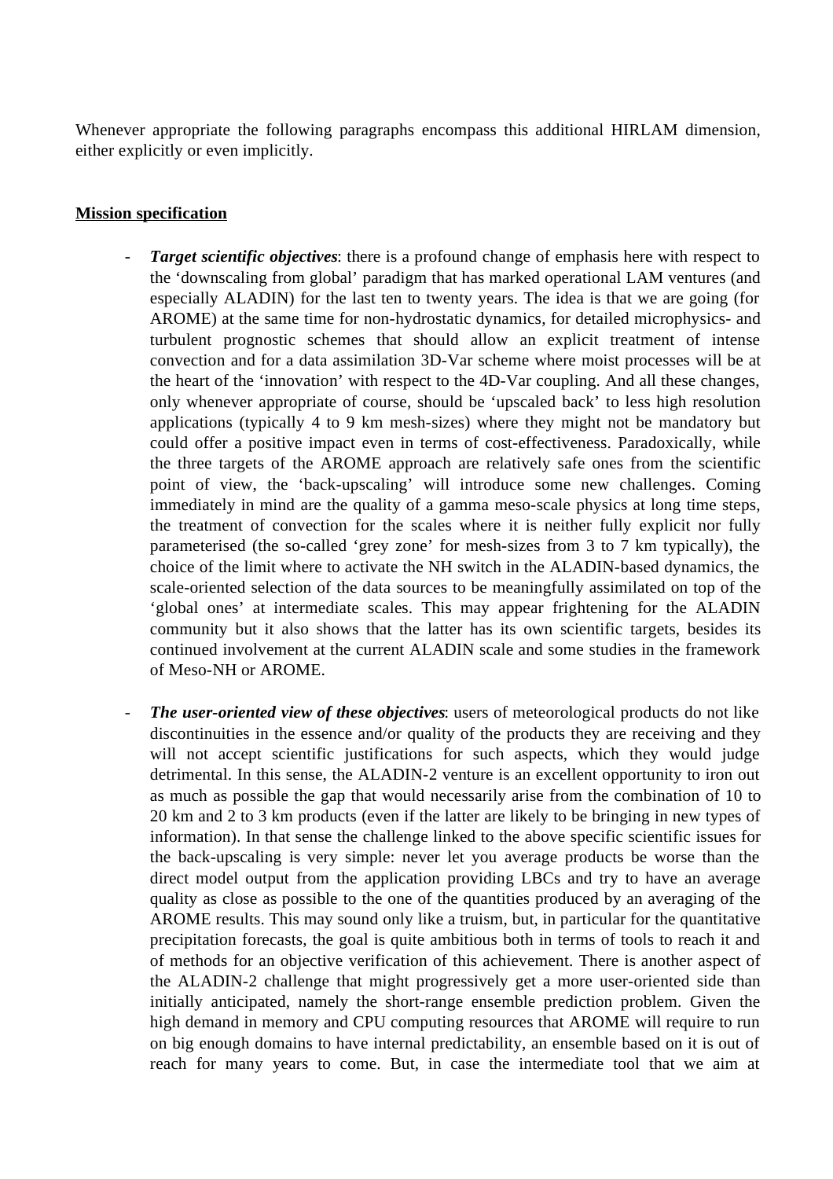Whenever appropriate the following paragraphs encompass this additional HIRLAM dimension, either explicitly or even implicitly.

**Mission specification**

- ***Target scientific objectives***: there is a profound change of emphasis here with respect to the 'downscaling from global' paradigm that has marked operational LAM ventures (and especially ALADIN) for the last ten to twenty years. The idea is that we are going (for AROME) at the same time for non-hydrostatic dynamics, for detailed microphysics- and turbulent prognostic schemes that should allow an explicit treatment of intense convection and for a data assimilation 3D-Var scheme where moist processes will be at the heart of the 'innovation' with respect to the 4D-Var coupling. And all these changes, only whenever appropriate of course, should be 'upscaled back' to less high resolution applications (typically 4 to 9 km mesh-sizes) where they might not be mandatory but could offer a positive impact even in terms of cost-effectiveness. Paradoxically, while the three targets of the AROME approach are relatively safe ones from the scientific point of view, the 'back-upscaling' will introduce some new challenges. Coming immediately in mind are the quality of a gamma meso-scale physics at long time steps, the treatment of convection for the scales where it is neither fully explicit nor fully parameterised (the so-called 'grey zone' for mesh-sizes from 3 to 7 km typically), the choice of the limit where to activate the NH switch in the ALADIN-based dynamics, the scale-oriented selection of the data sources to be meaningfully assimilated on top of the 'global ones' at intermediate scales. This may appear frightening for the ALADIN community but it also shows that the latter has its own scientific targets, besides its continued involvement at the current ALADIN scale and some studies in the framework of Meso-NH or AROME.

- ***The user-oriented view of these objectives***: users of meteorological products do not like discontinuities in the essence and/or quality of the products they are receiving and they will not accept scientific justifications for such aspects, which they would judge detrimental. In this sense, the ALADIN-2 venture is an excellent opportunity to iron out as much as possible the gap that would necessarily arise from the combination of 10 to 20 km and 2 to 3 km products (even if the latter are likely to be bringing in new types of information). In that sense the challenge linked to the above specific scientific issues for the back-upscaling is very simple: never let you average products be worse than the direct model output from the application providing LBCs and try to have an average quality as close as possible to the one of the quantities produced by an averaging of the AROME results. This may sound only like a truism, but, in particular for the quantitative precipitation forecasts, the goal is quite ambitious both in terms of tools to reach it and of methods for an objective verification of this achievement. There is another aspect of the ALADIN-2 challenge that might progressively get a more user-oriented side than initially anticipated, namely the short-range ensemble prediction problem. Given the high demand in memory and CPU computing resources that AROME will require to run on big enough domains to have internal predictability, an ensemble based on it is out of reach for many years to come. But, in case the intermediate tool that we aim at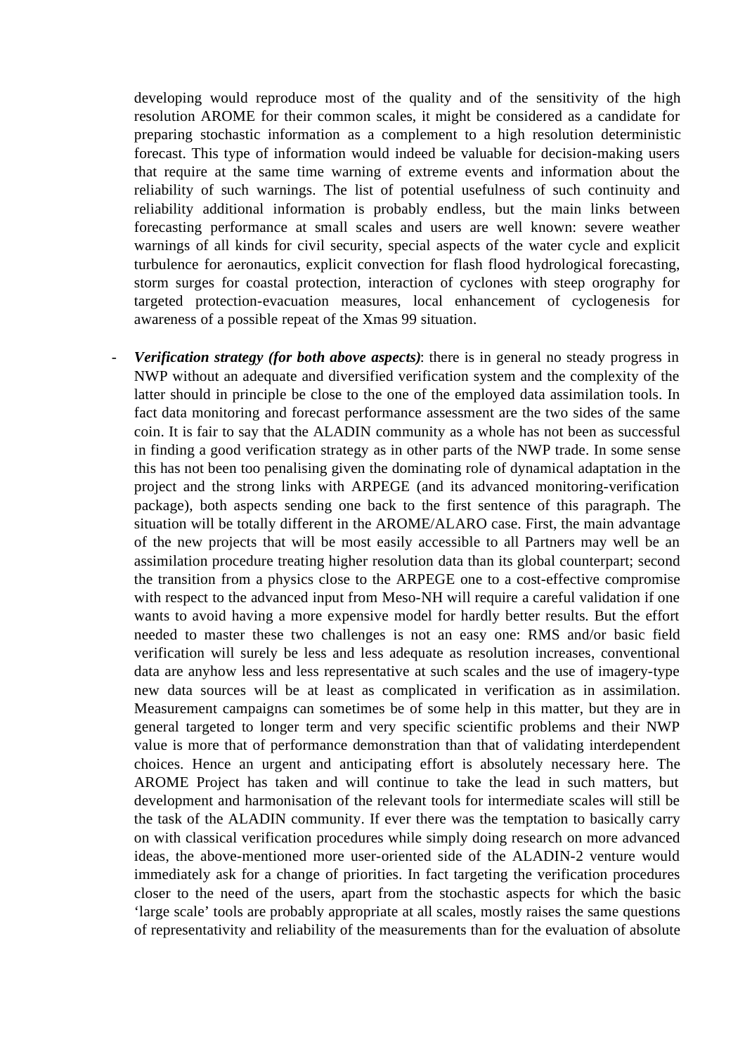developing would reproduce most of the quality and of the sensitivity of the high resolution AROME for their common scales, it might be considered as a candidate for preparing stochastic information as a complement to a high resolution deterministic forecast. This type of information would indeed be valuable for decision-making users that require at the same time warning of extreme events and information about the reliability of such warnings. The list of potential usefulness of such continuity and reliability additional information is probably endless, but the main links between forecasting performance at small scales and users are well known: severe weather warnings of all kinds for civil security, special aspects of the water cycle and explicit turbulence for aeronautics, explicit convection for flash flood hydrological forecasting, storm surges for coastal protection, interaction of cyclones with steep orography for targeted protection-evacuation measures, local enhancement of cyclogenesis for awareness of a possible repeat of the Xmas 99 situation.

- ***Verification strategy (for both above aspects)***: there is in general no steady progress in NWP without an adequate and diversified verification system and the complexity of the latter should in principle be close to the one of the employed data assimilation tools. In fact data monitoring and forecast performance assessment are the two sides of the same coin. It is fair to say that the ALADIN community as a whole has not been as successful in finding a good verification strategy as in other parts of the NWP trade. In some sense this has not been too penalising given the dominating role of dynamical adaptation in the project and the strong links with ARPEGE (and its advanced monitoring-verification package), both aspects sending one back to the first sentence of this paragraph. The situation will be totally different in the AROME/ALARO case. First, the main advantage of the new projects that will be most easily accessible to all Partners may well be an assimilation procedure treating higher resolution data than its global counterpart; second the transition from a physics close to the ARPEGE one to a cost-effective compromise with respect to the advanced input from Meso-NH will require a careful validation if one wants to avoid having a more expensive model for hardly better results. But the effort needed to master these two challenges is not an easy one: RMS and/or basic field verification will surely be less and less adequate as resolution increases, conventional data are anyhow less and less representative at such scales and the use of imagery-type new data sources will be at least as complicated in verification as in assimilation. Measurement campaigns can sometimes be of some help in this matter, but they are in general targeted to longer term and very specific scientific problems and their NWP value is more that of performance demonstration than that of validating interdependent choices. Hence an urgent and anticipating effort is absolutely necessary here. The AROME Project has taken and will continue to take the lead in such matters, but development and harmonisation of the relevant tools for intermediate scales will still be the task of the ALADIN community. If ever there was the temptation to basically carry on with classical verification procedures while simply doing research on more advanced ideas, the above-mentioned more user-oriented side of the ALADIN-2 venture would immediately ask for a change of priorities. In fact targeting the verification procedures closer to the need of the users, apart from the stochastic aspects for which the basic 'large scale' tools are probably appropriate at all scales, mostly raises the same questions of representativity and reliability of the measurements than for the evaluation of absolute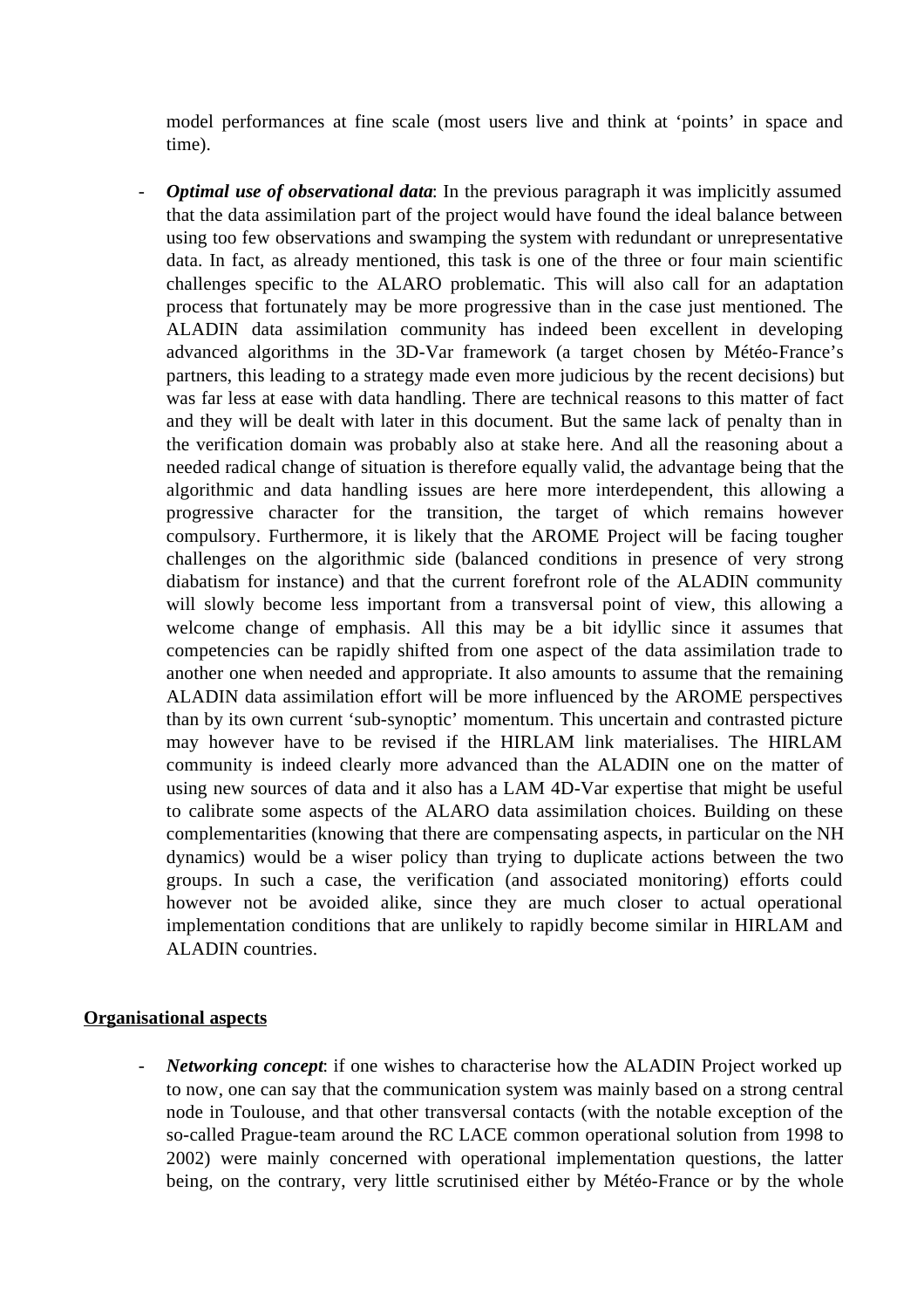model performances at fine scale (most users live and think at 'points' in space and time).

- ***Optimal use of observational data***: In the previous paragraph it was implicitly assumed that the data assimilation part of the project would have found the ideal balance between using too few observations and swamping the system with redundant or unrepresentative data. In fact, as already mentioned, this task is one of the three or four main scientific challenges specific to the ALARO problematic. This will also call for an adaptation process that fortunately may be more progressive than in the case just mentioned. The ALADIN data assimilation community has indeed been excellent in developing advanced algorithms in the 3D-Var framework (a target chosen by Météo-France's partners, this leading to a strategy made even more judicious by the recent decisions) but was far less at ease with data handling. There are technical reasons to this matter of fact and they will be dealt with later in this document. But the same lack of penalty than in the verification domain was probably also at stake here. And all the reasoning about a needed radical change of situation is therefore equally valid, the advantage being that the algorithmic and data handling issues are here more interdependent, this allowing a progressive character for the transition, the target of which remains however compulsory. Furthermore, it is likely that the AROME Project will be facing tougher challenges on the algorithmic side (balanced conditions in presence of very strong diabatism for instance) and that the current forefront role of the ALADIN community will slowly become less important from a transversal point of view, this allowing a welcome change of emphasis. All this may be a bit idyllic since it assumes that competencies can be rapidly shifted from one aspect of the data assimilation trade to another one when needed and appropriate. It also amounts to assume that the remaining ALADIN data assimilation effort will be more influenced by the AROME perspectives than by its own current 'sub-synoptic' momentum. This uncertain and contrasted picture may however have to be revised if the HIRLAM link materialises. The HIRLAM community is indeed clearly more advanced than the ALADIN one on the matter of using new sources of data and it also has a LAM 4D-Var expertise that might be useful to calibrate some aspects of the ALARO data assimilation choices. Building on these complementarities (knowing that there are compensating aspects, in particular on the NH dynamics) would be a wiser policy than trying to duplicate actions between the two groups. In such a case, the verification (and associated monitoring) efforts could however not be avoided alike, since they are much closer to actual operational implementation conditions that are unlikely to rapidly become similar in HIRLAM and ALADIN countries.

**Organisational aspects**

- ***Networking concept***: if one wishes to characterise how the ALADIN Project worked up to now, one can say that the communication system was mainly based on a strong central node in Toulouse, and that other transversal contacts (with the notable exception of the so-called Prague-team around the RC LACE common operational solution from 1998 to 2002) were mainly concerned with operational implementation questions, the latter being, on the contrary, very little scrutinised either by Météo-France or by the whole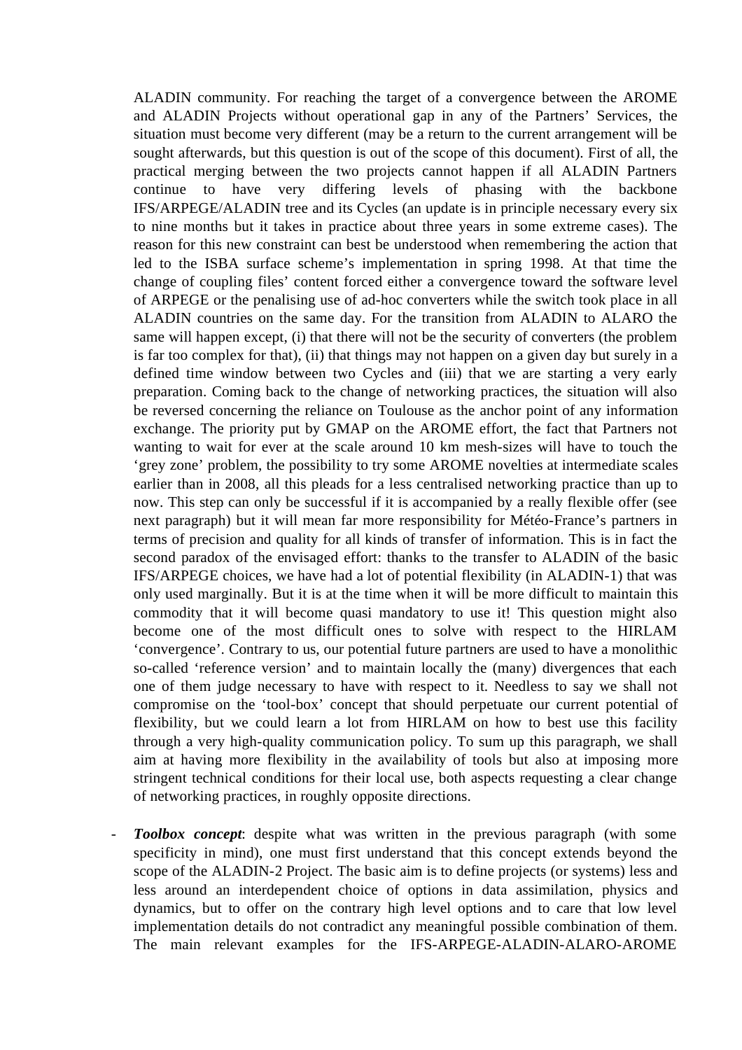ALADIN community. For reaching the target of a convergence between the AROME and ALADIN Projects without operational gap in any of the Partners' Services, the situation must become very different (may be a return to the current arrangement will be sought afterwards, but this question is out of the scope of this document). First of all, the practical merging between the two projects cannot happen if all ALADIN Partners continue to have very differing levels of phasing with the backbone IFS/ARPEGE/ALADIN tree and its Cycles (an update is in principle necessary every six to nine months but it takes in practice about three years in some extreme cases). The reason for this new constraint can best be understood when remembering the action that led to the ISBA surface scheme's implementation in spring 1998. At that time the change of coupling files' content forced either a convergence toward the software level of ARPEGE or the penalising use of ad-hoc converters while the switch took place in all ALADIN countries on the same day. For the transition from ALADIN to ALARO the same will happen except, (i) that there will not be the security of converters (the problem is far too complex for that), (ii) that things may not happen on a given day but surely in a defined time window between two Cycles and (iii) that we are starting a very early preparation. Coming back to the change of networking practices, the situation will also be reversed concerning the reliance on Toulouse as the anchor point of any information exchange. The priority put by GMAP on the AROME effort, the fact that Partners not wanting to wait for ever at the scale around 10 km mesh-sizes will have to touch the 'grey zone' problem, the possibility to try some AROME novelties at intermediate scales earlier than in 2008, all this pleads for a less centralised networking practice than up to now. This step can only be successful if it is accompanied by a really flexible offer (see next paragraph) but it will mean far more responsibility for Météo-France's partners in terms of precision and quality for all kinds of transfer of information. This is in fact the second paradox of the envisaged effort: thanks to the transfer to ALADIN of the basic IFS/ARPEGE choices, we have had a lot of potential flexibility (in ALADIN-1) that was only used marginally. But it is at the time when it will be more difficult to maintain this commodity that it will become quasi mandatory to use it! This question might also become one of the most difficult ones to solve with respect to the HIRLAM 'convergence'. Contrary to us, our potential future partners are used to have a monolithic so-called 'reference version' and to maintain locally the (many) divergences that each one of them judge necessary to have with respect to it. Needless to say we shall not compromise on the 'tool-box' concept that should perpetuate our current potential of flexibility, but we could learn a lot from HIRLAM on how to best use this facility through a very high-quality communication policy. To sum up this paragraph, we shall aim at having more flexibility in the availability of tools but also at imposing more stringent technical conditions for their local use, both aspects requesting a clear change of networking practices, in roughly opposite directions.

- ***Toolbox concept***: despite what was written in the previous paragraph (with some specificity in mind), one must first understand that this concept extends beyond the scope of the ALADIN-2 Project. The basic aim is to define projects (or systems) less and less around an interdependent choice of options in data assimilation, physics and dynamics, but to offer on the contrary high level options and to care that low level implementation details do not contradict any meaningful possible combination of them. The main relevant examples for the IFS-ARPEGE-ALADIN-ALARO-AROME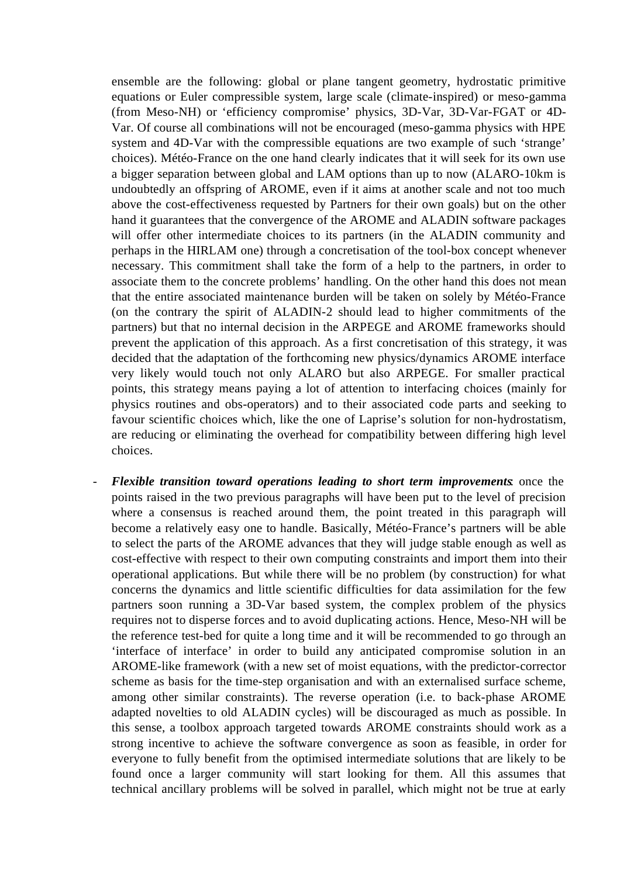ensemble are the following: global or plane tangent geometry, hydrostatic primitive equations or Euler compressible system, large scale (climate-inspired) or meso-gamma (from Meso-NH) or 'efficiency compromise' physics, 3D-Var, 3D-Var-FGAT or 4D-Var. Of course all combinations will not be encouraged (meso-gamma physics with HPE system and 4D-Var with the compressible equations are two example of such 'strange' choices). Météo-France on the one hand clearly indicates that it will seek for its own use a bigger separation between global and LAM options than up to now (ALARO-10km is undoubtedly an offspring of AROME, even if it aims at another scale and not too much above the cost-effectiveness requested by Partners for their own goals) but on the other hand it guarantees that the convergence of the AROME and ALADIN software packages will offer other intermediate choices to its partners (in the ALADIN community and perhaps in the HIRLAM one) through a concretisation of the tool-box concept whenever necessary. This commitment shall take the form of a help to the partners, in order to associate them to the concrete problems' handling. On the other hand this does not mean that the entire associated maintenance burden will be taken on solely by Météo-France (on the contrary the spirit of ALADIN-2 should lead to higher commitments of the partners) but that no internal decision in the ARPEGE and AROME frameworks should prevent the application of this approach. As a first concretisation of this strategy, it was decided that the adaptation of the forthcoming new physics/dynamics AROME interface very likely would touch not only ALARO but also ARPEGE. For smaller practical points, this strategy means paying a lot of attention to interfacing choices (mainly for physics routines and obs-operators) and to their associated code parts and seeking to favour scientific choices which, like the one of Laprise's solution for non-hydrostatism, are reducing or eliminating the overhead for compatibility between differing high level choices.

- ***Flexible transition toward operations leading to short term improvements***: once the points raised in the two previous paragraphs will have been put to the level of precision where a consensus is reached around them, the point treated in this paragraph will become a relatively easy one to handle. Basically, Météo-France's partners will be able to select the parts of the AROME advances that they will judge stable enough as well as cost-effective with respect to their own computing constraints and import them into their operational applications. But while there will be no problem (by construction) for what concerns the dynamics and little scientific difficulties for data assimilation for the few partners soon running a 3D-Var based system, the complex problem of the physics requires not to disperse forces and to avoid duplicating actions. Hence, Meso-NH will be the reference test-bed for quite a long time and it will be recommended to go through an 'interface of interface' in order to build any anticipated compromise solution in an AROME-like framework (with a new set of moist equations, with the predictor-corrector scheme as basis for the time-step organisation and with an externalised surface scheme, among other similar constraints). The reverse operation (i.e. to back-phase AROME adapted novelties to old ALADIN cycles) will be discouraged as much as possible. In this sense, a toolbox approach targeted towards AROME constraints should work as a strong incentive to achieve the software convergence as soon as feasible, in order for everyone to fully benefit from the optimised intermediate solutions that are likely to be found once a larger community will start looking for them. All this assumes that technical ancillary problems will be solved in parallel, which might not be true at early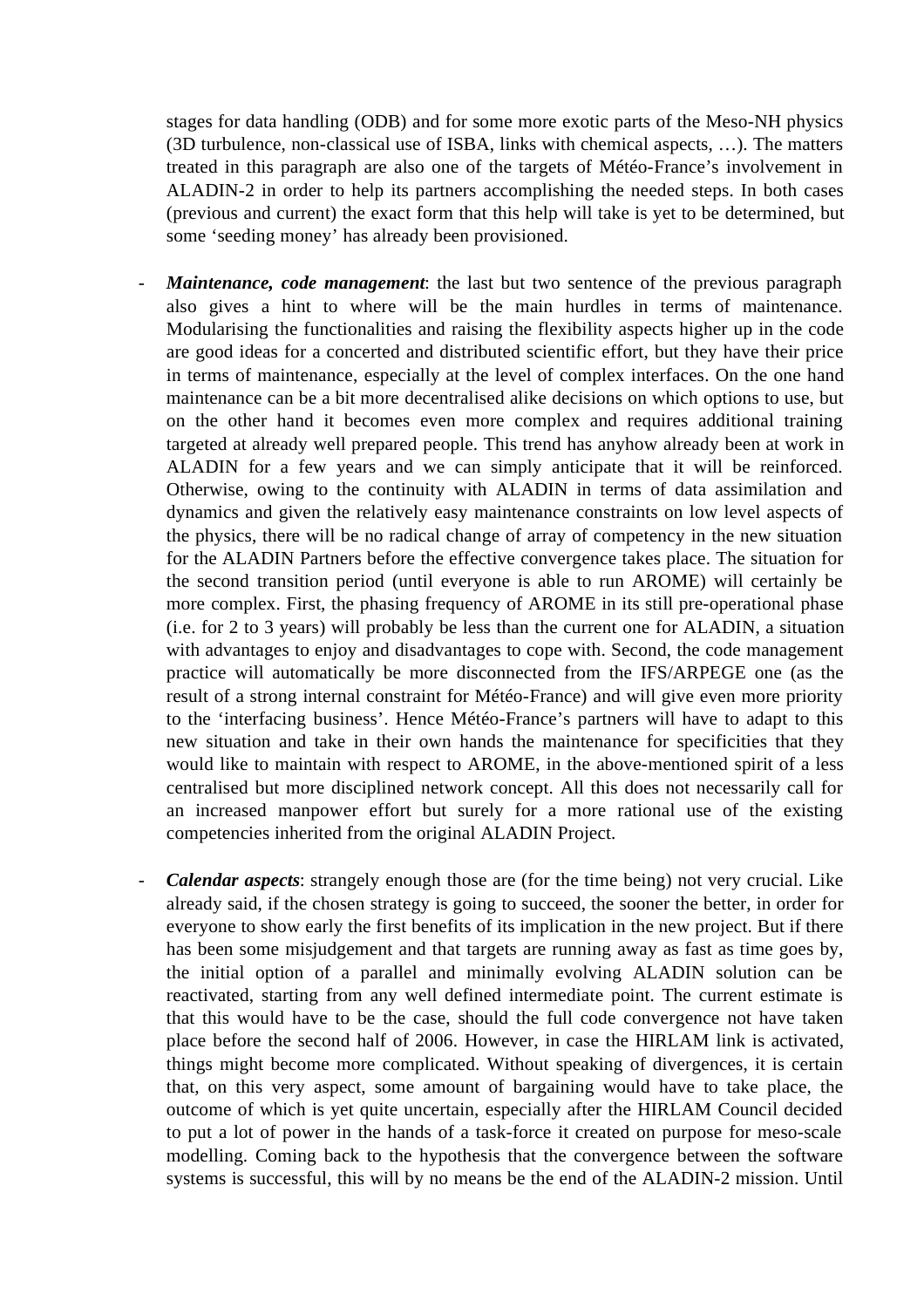stages for data handling (ODB) and for some more exotic parts of the Meso-NH physics (3D turbulence, non-classical use of ISBA, links with chemical aspects, …). The matters treated in this paragraph are also one of the targets of Météo-France's involvement in ALADIN-2 in order to help its partners accomplishing the needed steps. In both cases (previous and current) the exact form that this help will take is yet to be determined, but some 'seeding money' has already been provisioned.

- ***Maintenance, code management***: the last but two sentence of the previous paragraph also gives a hint to where will be the main hurdles in terms of maintenance. Modularising the functionalities and raising the flexibility aspects higher up in the code are good ideas for a concerted and distributed scientific effort, but they have their price in terms of maintenance, especially at the level of complex interfaces. On the one hand maintenance can be a bit more decentralised alike decisions on which options to use, but on the other hand it becomes even more complex and requires additional training targeted at already well prepared people. This trend has anyhow already been at work in ALADIN for a few years and we can simply anticipate that it will be reinforced. Otherwise, owing to the continuity with ALADIN in terms of data assimilation and dynamics and given the relatively easy maintenance constraints on low level aspects of the physics, there will be no radical change of array of competency in the new situation for the ALADIN Partners before the effective convergence takes place. The situation for the second transition period (until everyone is able to run AROME) will certainly be more complex. First, the phasing frequency of AROME in its still pre-operational phase (i.e. for 2 to 3 years) will probably be less than the current one for ALADIN, a situation with advantages to enjoy and disadvantages to cope with. Second, the code management practice will automatically be more disconnected from the IFS/ARPEGE one (as the result of a strong internal constraint for Météo-France) and will give even more priority to the 'interfacing business'. Hence Météo-France's partners will have to adapt to this new situation and take in their own hands the maintenance for specificities that they would like to maintain with respect to AROME, in the above-mentioned spirit of a less centralised but more disciplined network concept. All this does not necessarily call for an increased manpower effort but surely for a more rational use of the existing competencies inherited from the original ALADIN Project.

- ***Calendar aspects***: strangely enough those are (for the time being) not very crucial. Like already said, if the chosen strategy is going to succeed, the sooner the better, in order for everyone to show early the first benefits of its implication in the new project. But if there has been some misjudgement and that targets are running away as fast as time goes by, the initial option of a parallel and minimally evolving ALADIN solution can be reactivated, starting from any well defined intermediate point. The current estimate is that this would have to be the case, should the full code convergence not have taken place before the second half of 2006. However, in case the HIRLAM link is activated, things might become more complicated. Without speaking of divergences, it is certain that, on this very aspect, some amount of bargaining would have to take place, the outcome of which is yet quite uncertain, especially after the HIRLAM Council decided to put a lot of power in the hands of a task-force it created on purpose for meso-scale modelling. Coming back to the hypothesis that the convergence between the software systems is successful, this will by no means be the end of the ALADIN-2 mission. Until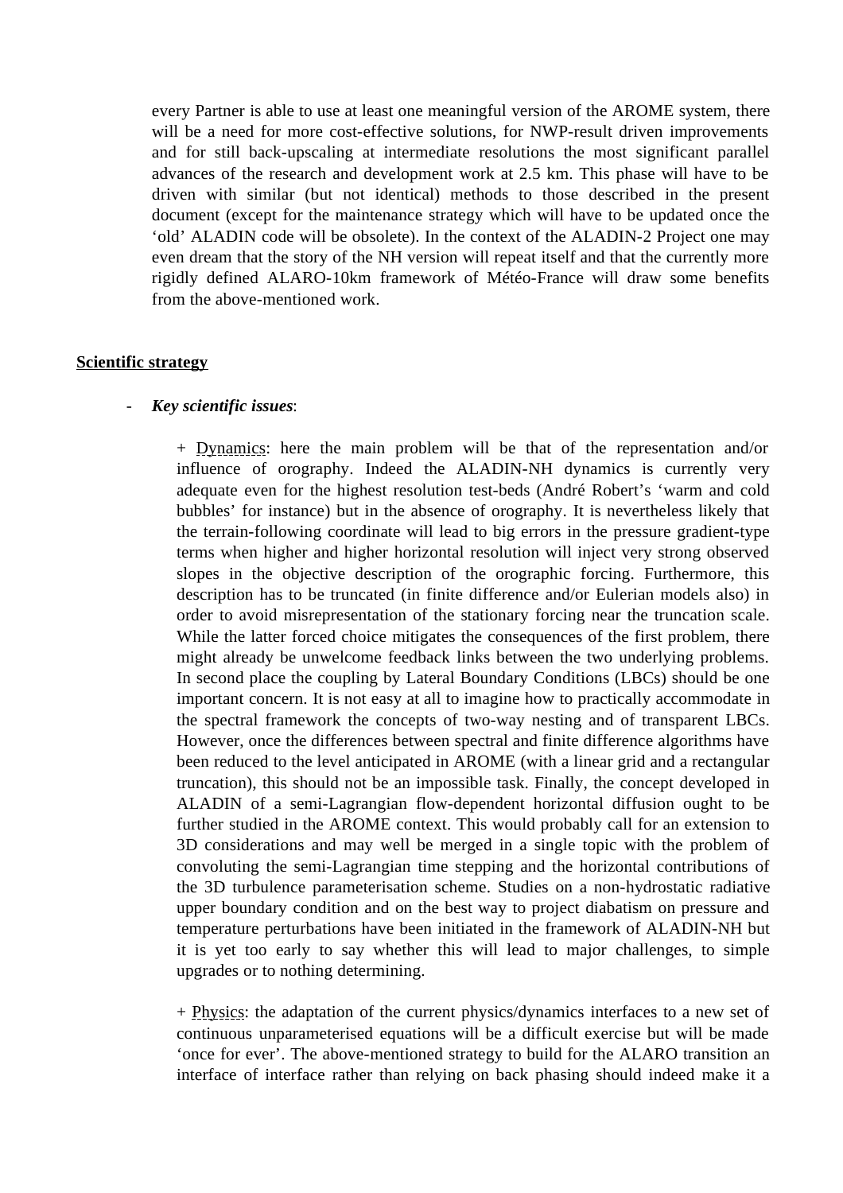every Partner is able to use at least one meaningful version of the AROME system, there will be a need for more cost-effective solutions, for NWP-result driven improvements and for still back-upscaling at intermediate resolutions the most significant parallel advances of the research and development work at 2.5 km. This phase will have to be driven with similar (but not identical) methods to those described in the present document (except for the maintenance strategy which will have to be updated once the 'old' ALADIN code will be obsolete). In the context of the ALADIN-2 Project one may even dream that the story of the NH version will repeat itself and that the currently more rigidly defined ALARO-10km framework of Météo-France will draw some benefits from the above-mentioned work.

## Scientific strategy

- ***Key scientific issues***:

  + Dynamics: here the main problem will be that of the representation and/or influence of orography. Indeed the ALADIN-NH dynamics is currently very adequate even for the highest resolution test-beds (André Robert's 'warm and cold bubbles' for instance) but in the absence of orography. It is nevertheless likely that the terrain-following coordinate will lead to big errors in the pressure gradient-type terms when higher and higher horizontal resolution will inject very strong observed slopes in the objective description of the orographic forcing. Furthermore, this description has to be truncated (in finite difference and/or Eulerian models also) in order to avoid misrepresentation of the stationary forcing near the truncation scale. While the latter forced choice mitigates the consequences of the first problem, there might already be unwelcome feedback links between the two underlying problems. In second place the coupling by Lateral Boundary Conditions (LBCs) should be one important concern. It is not easy at all to imagine how to practically accommodate in the spectral framework the concepts of two-way nesting and of transparent LBCs. However, once the differences between spectral and finite difference algorithms have been reduced to the level anticipated in AROME (with a linear grid and a rectangular truncation), this should not be an impossible task. Finally, the concept developed in ALADIN of a semi-Lagrangian flow-dependent horizontal diffusion ought to be further studied in the AROME context. This would probably call for an extension to 3D considerations and may well be merged in a single topic with the problem of convoluting the semi-Lagrangian time stepping and the horizontal contributions of the 3D turbulence parameterisation scheme. Studies on a non-hydrostatic radiative upper boundary condition and on the best way to project diabatism on pressure and temperature perturbations have been initiated in the framework of ALADIN-NH but it is yet too early to say whether this will lead to major challenges, to simple upgrades or to nothing determining.

  + Physics: the adaptation of the current physics/dynamics interfaces to a new set of continuous unparameterised equations will be a difficult exercise but will be made 'once for ever'. The above-mentioned strategy to build for the ALARO transition an interface of interface rather than relying on back phasing should indeed make it a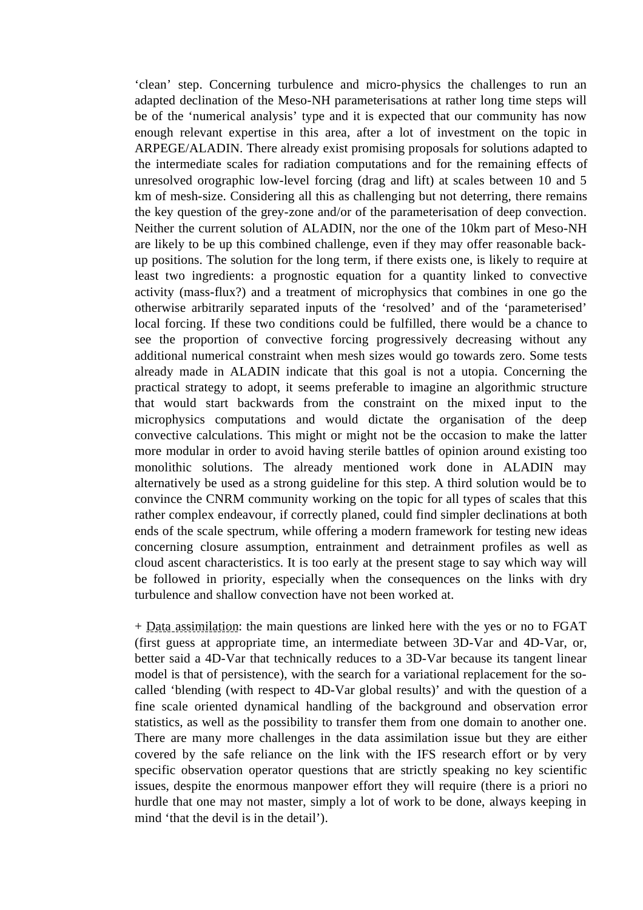'clean' step. Concerning turbulence and micro-physics the challenges to run an adapted declination of the Meso-NH parameterisations at rather long time steps will be of the 'numerical analysis' type and it is expected that our community has now enough relevant expertise in this area, after a lot of investment on the topic in ARPEGE/ALADIN. There already exist promising proposals for solutions adapted to the intermediate scales for radiation computations and for the remaining effects of unresolved orographic low-level forcing (drag and lift) at scales between 10 and 5 km of mesh-size. Considering all this as challenging but not deterring, there remains the key question of the grey-zone and/or of the parameterisation of deep convection. Neither the current solution of ALADIN, nor the one of the 10km part of Meso-NH are likely to be up this combined challenge, even if they may offer reasonable back-up positions. The solution for the long term, if there exists one, is likely to require at least two ingredients: a prognostic equation for a quantity linked to convective activity (mass-flux?) and a treatment of microphysics that combines in one go the otherwise arbitrarily separated inputs of the 'resolved' and of the 'parameterised' local forcing. If these two conditions could be fulfilled, there would be a chance to see the proportion of convective forcing progressively decreasing without any additional numerical constraint when mesh sizes would go towards zero. Some tests already made in ALADIN indicate that this goal is not a utopia. Concerning the practical strategy to adopt, it seems preferable to imagine an algorithmic structure that would start backwards from the constraint on the mixed input to the microphysics computations and would dictate the organisation of the deep convective calculations. This might or might not be the occasion to make the latter more modular in order to avoid having sterile battles of opinion around existing too monolithic solutions. The already mentioned work done in ALADIN may alternatively be used as a strong guideline for this step. A third solution would be to convince the CNRM community working on the topic for all types of scales that this rather complex endeavour, if correctly planed, could find simpler declinations at both ends of the scale spectrum, while offering a modern framework for testing new ideas concerning closure assumption, entrainment and detrainment profiles as well as cloud ascent characteristics. It is too early at the present stage to say which way will be followed in priority, especially when the consequences on the links with dry turbulence and shallow convection have not been worked at.

+ Data assimilation: the main questions are linked here with the yes or no to FGAT (first guess at appropriate time, an intermediate between 3D-Var and 4D-Var, or, better said a 4D-Var that technically reduces to a 3D-Var because its tangent linear model is that of persistence), with the search for a variational replacement for the so-called 'blending (with respect to 4D-Var global results)' and with the question of a fine scale oriented dynamical handling of the background and observation error statistics, as well as the possibility to transfer them from one domain to another one. There are many more challenges in the data assimilation issue but they are either covered by the safe reliance on the link with the IFS research effort or by very specific observation operator questions that are strictly speaking no key scientific issues, despite the enormous manpower effort they will require (there is a priori no hurdle that one may not master, simply a lot of work to be done, always keeping in mind 'that the devil is in the detail').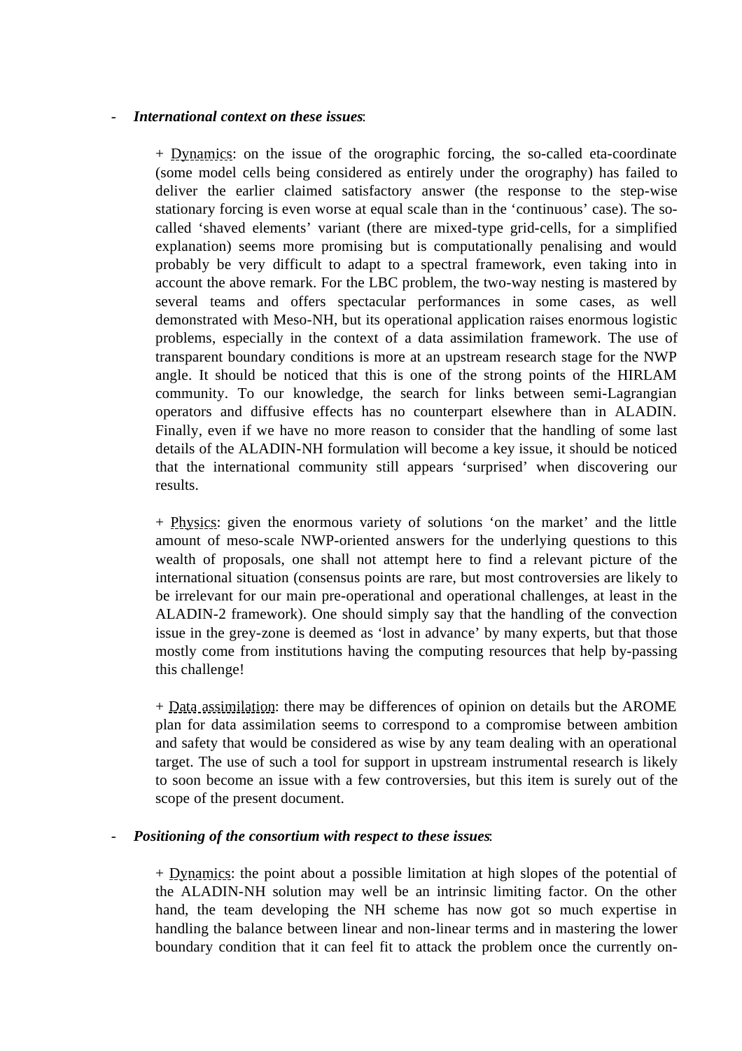- ***International context on these issues***:

  + Dynamics: on the issue of the orographic forcing, the so-called eta-coordinate (some model cells being considered as entirely under the orography) has failed to deliver the earlier claimed satisfactory answer (the response to the step-wise stationary forcing is even worse at equal scale than in the 'continuous' case). The so-called 'shaved elements' variant (there are mixed-type grid-cells, for a simplified explanation) seems more promising but is computationally penalising and would probably be very difficult to adapt to a spectral framework, even taking into in account the above remark. For the LBC problem, the two-way nesting is mastered by several teams and offers spectacular performances in some cases, as well demonstrated with Meso-NH, but its operational application raises enormous logistic problems, especially in the context of a data assimilation framework. The use of transparent boundary conditions is more at an upstream research stage for the NWP angle. It should be noticed that this is one of the strong points of the HIRLAM community. To our knowledge, the search for links between semi-Lagrangian operators and diffusive effects has no counterpart elsewhere than in ALADIN. Finally, even if we have no more reason to consider that the handling of some last details of the ALADIN-NH formulation will become a key issue, it should be noticed that the international community still appears 'surprised' when discovering our results.

  + Physics: given the enormous variety of solutions 'on the market' and the little amount of meso-scale NWP-oriented answers for the underlying questions to this wealth of proposals, one shall not attempt here to find a relevant picture of the international situation (consensus points are rare, but most controversies are likely to be irrelevant for our main pre-operational and operational challenges, at least in the ALADIN-2 framework). One should simply say that the handling of the convection issue in the grey-zone is deemed as 'lost in advance' by many experts, but that those mostly come from institutions having the computing resources that help by-passing this challenge!

  + Data assimilation: there may be differences of opinion on details but the AROME plan for data assimilation seems to correspond to a compromise between ambition and safety that would be considered as wise by any team dealing with an operational target. The use of such a tool for support in upstream instrumental research is likely to soon become an issue with a few controversies, but this item is surely out of the scope of the present document.

- ***Positioning of the consortium with respect to these issues***:

  + Dynamics: the point about a possible limitation at high slopes of the potential of the ALADIN-NH solution may well be an intrinsic limiting factor. On the other hand, the team developing the NH scheme has now got so much expertise in handling the balance between linear and non-linear terms and in mastering the lower boundary condition that it can feel fit to attack the problem once the currently on-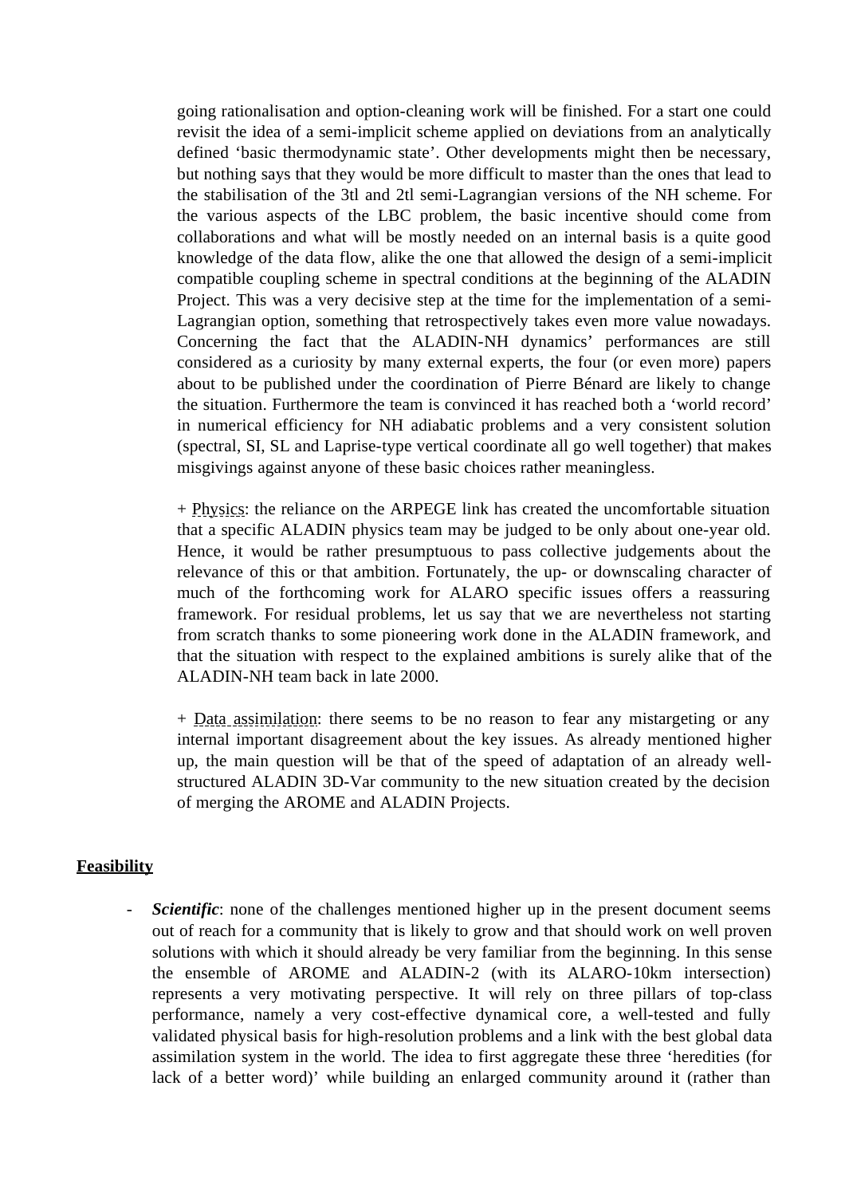going rationalisation and option-cleaning work will be finished. For a start one could revisit the idea of a semi-implicit scheme applied on deviations from an analytically defined 'basic thermodynamic state'. Other developments might then be necessary, but nothing says that they would be more difficult to master than the ones that lead to the stabilisation of the 3tl and 2tl semi-Lagrangian versions of the NH scheme. For the various aspects of the LBC problem, the basic incentive should come from collaborations and what will be mostly needed on an internal basis is a quite good knowledge of the data flow, alike the one that allowed the design of a semi-implicit compatible coupling scheme in spectral conditions at the beginning of the ALADIN Project. This was a very decisive step at the time for the implementation of a semi-Lagrangian option, something that retrospectively takes even more value nowadays. Concerning the fact that the ALADIN-NH dynamics' performances are still considered as a curiosity by many external experts, the four (or even more) papers about to be published under the coordination of Pierre Bénard are likely to change the situation. Furthermore the team is convinced it has reached both a 'world record' in numerical efficiency for NH adiabatic problems and a very consistent solution (spectral, SI, SL and Laprise-type vertical coordinate all go well together) that makes misgivings against anyone of these basic choices rather meaningless.

\+ <u>Physics</u>: the reliance on the ARPEGE link has created the uncomfortable situation that a specific ALADIN physics team may be judged to be only about one-year old. Hence, it would be rather presumptuous to pass collective judgements about the relevance of this or that ambition. Fortunately, the up- or downscaling character of much of the forthcoming work for ALARO specific issues offers a reassuring framework. For residual problems, let us say that we are nevertheless not starting from scratch thanks to some pioneering work done in the ALADIN framework, and that the situation with respect to the explained ambitions is surely alike that of the ALADIN-NH team back in late 2000.

\+ <u>Data assimilation</u>: there seems to be no reason to fear any mistargeting or any internal important disagreement about the key issues. As already mentioned higher up, the main question will be that of the speed of adaptation of an already well-structured ALADIN 3D-Var community to the new situation created by the decision of merging the AROME and ALADIN Projects.

**<u>Feasibility</u>**

- ***Scientific***: none of the challenges mentioned higher up in the present document seems out of reach for a community that is likely to grow and that should work on well proven solutions with which it should already be very familiar from the beginning. In this sense the ensemble of AROME and ALADIN-2 (with its ALARO-10km intersection) represents a very motivating perspective. It will rely on three pillars of top-class performance, namely a very cost-effective dynamical core, a well-tested and fully validated physical basis for high-resolution problems and a link with the best global data assimilation system in the world. The idea to first aggregate these three 'heredities (for lack of a better word)' while building an enlarged community around it (rather than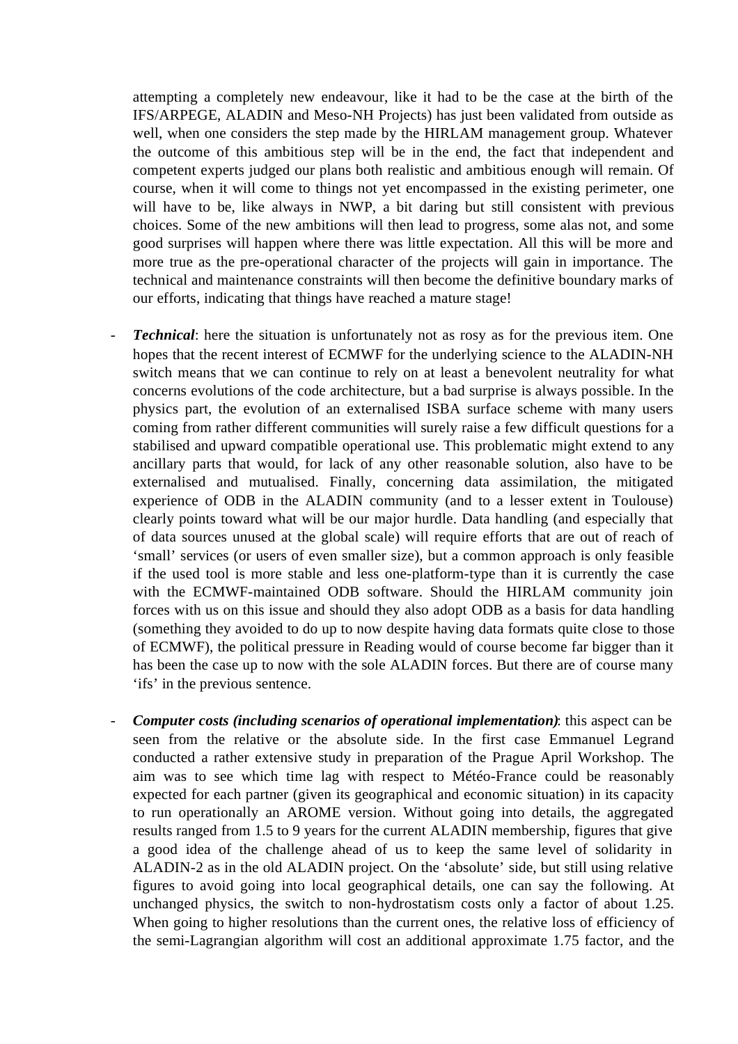attempting a completely new endeavour, like it had to be the case at the birth of the IFS/ARPEGE, ALADIN and Meso-NH Projects) has just been validated from outside as well, when one considers the step made by the HIRLAM management group. Whatever the outcome of this ambitious step will be in the end, the fact that independent and competent experts judged our plans both realistic and ambitious enough will remain. Of course, when it will come to things not yet encompassed in the existing perimeter, one will have to be, like always in NWP, a bit daring but still consistent with previous choices. Some of the new ambitions will then lead to progress, some alas not, and some good surprises will happen where there was little expectation. All this will be more and more true as the pre-operational character of the projects will gain in importance. The technical and maintenance constraints will then become the definitive boundary marks of our efforts, indicating that things have reached a mature stage!

- ***Technical***: here the situation is unfortunately not as rosy as for the previous item. One hopes that the recent interest of ECMWF for the underlying science to the ALADIN-NH switch means that we can continue to rely on at least a benevolent neutrality for what concerns evolutions of the code architecture, but a bad surprise is always possible. In the physics part, the evolution of an externalised ISBA surface scheme with many users coming from rather different communities will surely raise a few difficult questions for a stabilised and upward compatible operational use. This problematic might extend to any ancillary parts that would, for lack of any other reasonable solution, also have to be externalised and mutualised. Finally, concerning data assimilation, the mitigated experience of ODB in the ALADIN community (and to a lesser extent in Toulouse) clearly points toward what will be our major hurdle. Data handling (and especially that of data sources unused at the global scale) will require efforts that are out of reach of 'small' services (or users of even smaller size), but a common approach is only feasible if the used tool is more stable and less one-platform-type than it is currently the case with the ECMWF-maintained ODB software. Should the HIRLAM community join forces with us on this issue and should they also adopt ODB as a basis for data handling (something they avoided to do up to now despite having data formats quite close to those of ECMWF), the political pressure in Reading would of course become far bigger than it has been the case up to now with the sole ALADIN forces. But there are of course many 'ifs' in the previous sentence.

- ***Computer costs (including scenarios of operational implementation)***: this aspect can be seen from the relative or the absolute side. In the first case Emmanuel Legrand conducted a rather extensive study in preparation of the Prague April Workshop. The aim was to see which time lag with respect to Météo-France could be reasonably expected for each partner (given its geographical and economic situation) in its capacity to run operationally an AROME version. Without going into details, the aggregated results ranged from 1.5 to 9 years for the current ALADIN membership, figures that give a good idea of the challenge ahead of us to keep the same level of solidarity in ALADIN-2 as in the old ALADIN project. On the 'absolute' side, but still using relative figures to avoid going into local geographical details, one can say the following. At unchanged physics, the switch to non-hydrostatism costs only a factor of about 1.25. When going to higher resolutions than the current ones, the relative loss of efficiency of the semi-Lagrangian algorithm will cost an additional approximate 1.75 factor, and the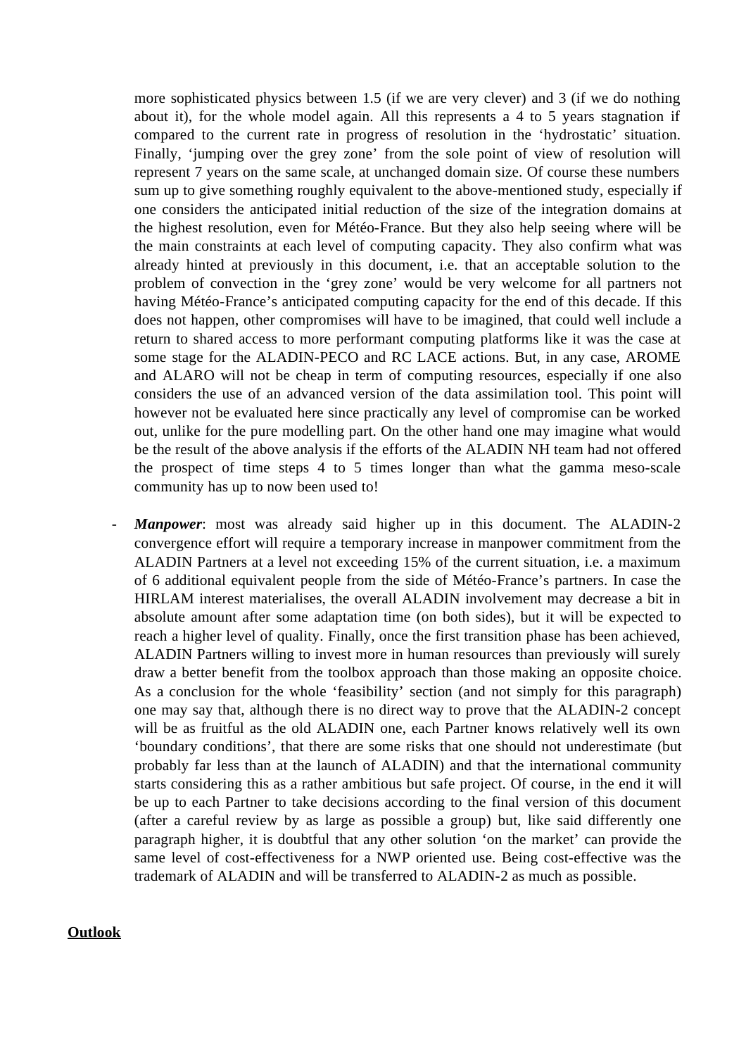more sophisticated physics between 1.5 (if we are very clever) and 3 (if we do nothing about it), for the whole model again. All this represents a 4 to 5 years stagnation if compared to the current rate in progress of resolution in the 'hydrostatic' situation. Finally, 'jumping over the grey zone' from the sole point of view of resolution will represent 7 years on the same scale, at unchanged domain size. Of course these numbers sum up to give something roughly equivalent to the above-mentioned study, especially if one considers the anticipated initial reduction of the size of the integration domains at the highest resolution, even for Météo-France. But they also help seeing where will be the main constraints at each level of computing capacity. They also confirm what was already hinted at previously in this document, i.e. that an acceptable solution to the problem of convection in the 'grey zone' would be very welcome for all partners not having Météo-France's anticipated computing capacity for the end of this decade. If this does not happen, other compromises will have to be imagined, that could well include a return to shared access to more performant computing platforms like it was the case at some stage for the ALADIN-PECO and RC LACE actions. But, in any case, AROME and ALARO will not be cheap in term of computing resources, especially if one also considers the use of an advanced version of the data assimilation tool. This point will however not be evaluated here since practically any level of compromise can be worked out, unlike for the pure modelling part. On the other hand one may imagine what would be the result of the above analysis if the efforts of the ALADIN NH team had not offered the prospect of time steps 4 to 5 times longer than what the gamma meso-scale community has up to now been used to!

- ***Manpower***: most was already said higher up in this document. The ALADIN-2 convergence effort will require a temporary increase in manpower commitment from the ALADIN Partners at a level not exceeding 15% of the current situation, i.e. a maximum of 6 additional equivalent people from the side of Météo-France's partners. In case the HIRLAM interest materialises, the overall ALADIN involvement may decrease a bit in absolute amount after some adaptation time (on both sides), but it will be expected to reach a higher level of quality. Finally, once the first transition phase has been achieved, ALADIN Partners willing to invest more in human resources than previously will surely draw a better benefit from the toolbox approach than those making an opposite choice. As a conclusion for the whole 'feasibility' section (and not simply for this paragraph) one may say that, although there is no direct way to prove that the ALADIN-2 concept will be as fruitful as the old ALADIN one, each Partner knows relatively well its own 'boundary conditions', that there are some risks that one should not underestimate (but probably far less than at the launch of ALADIN) and that the international community starts considering this as a rather ambitious but safe project. Of course, in the end it will be up to each Partner to take decisions according to the final version of this document (after a careful review by as large as possible a group) but, like said differently one paragraph higher, it is doubtful that any other solution 'on the market' can provide the same level of cost-effectiveness for a NWP oriented use. Being cost-effective was the trademark of ALADIN and will be transferred to ALADIN-2 as much as possible.

## Outlook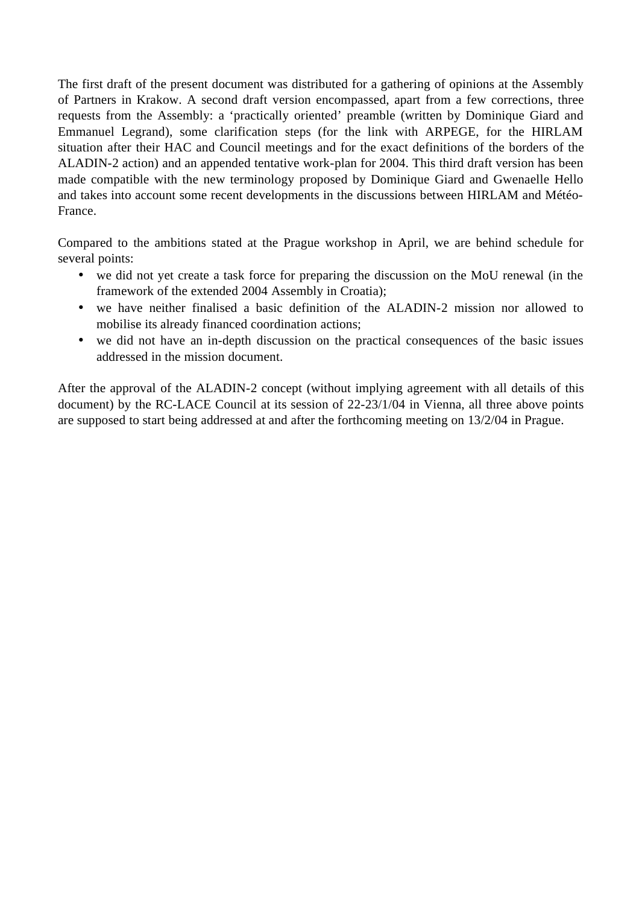The first draft of the present document was distributed for a gathering of opinions at the Assembly of Partners in Krakow. A second draft version encompassed, apart from a few corrections, three requests from the Assembly: a ‘practically oriented’ preamble (written by Dominique Giard and Emmanuel Legrand), some clarification steps (for the link with ARPEGE, for the HIRLAM situation after their HAC and Council meetings and for the exact definitions of the borders of the ALADIN-2 action) and an appended tentative work-plan for 2004. This third draft version has been made compatible with the new terminology proposed by Dominique Giard and Gwenaelle Hello and takes into account some recent developments in the discussions between HIRLAM and Météo-France.

Compared to the ambitions stated at the Prague workshop in April, we are behind schedule for several points:

- we did not yet create a task force for preparing the discussion on the MoU renewal (in the framework of the extended 2004 Assembly in Croatia);
- we have neither finalised a basic definition of the ALADIN-2 mission nor allowed to mobilise its already financed coordination actions;
- we did not have an in-depth discussion on the practical consequences of the basic issues addressed in the mission document.

After the approval of the ALADIN-2 concept (without implying agreement with all details of this document) by the RC-LACE Council at its session of 22-23/1/04 in Vienna, all three above points are supposed to start being addressed at and after the forthcoming meeting on 13/2/04 in Prague.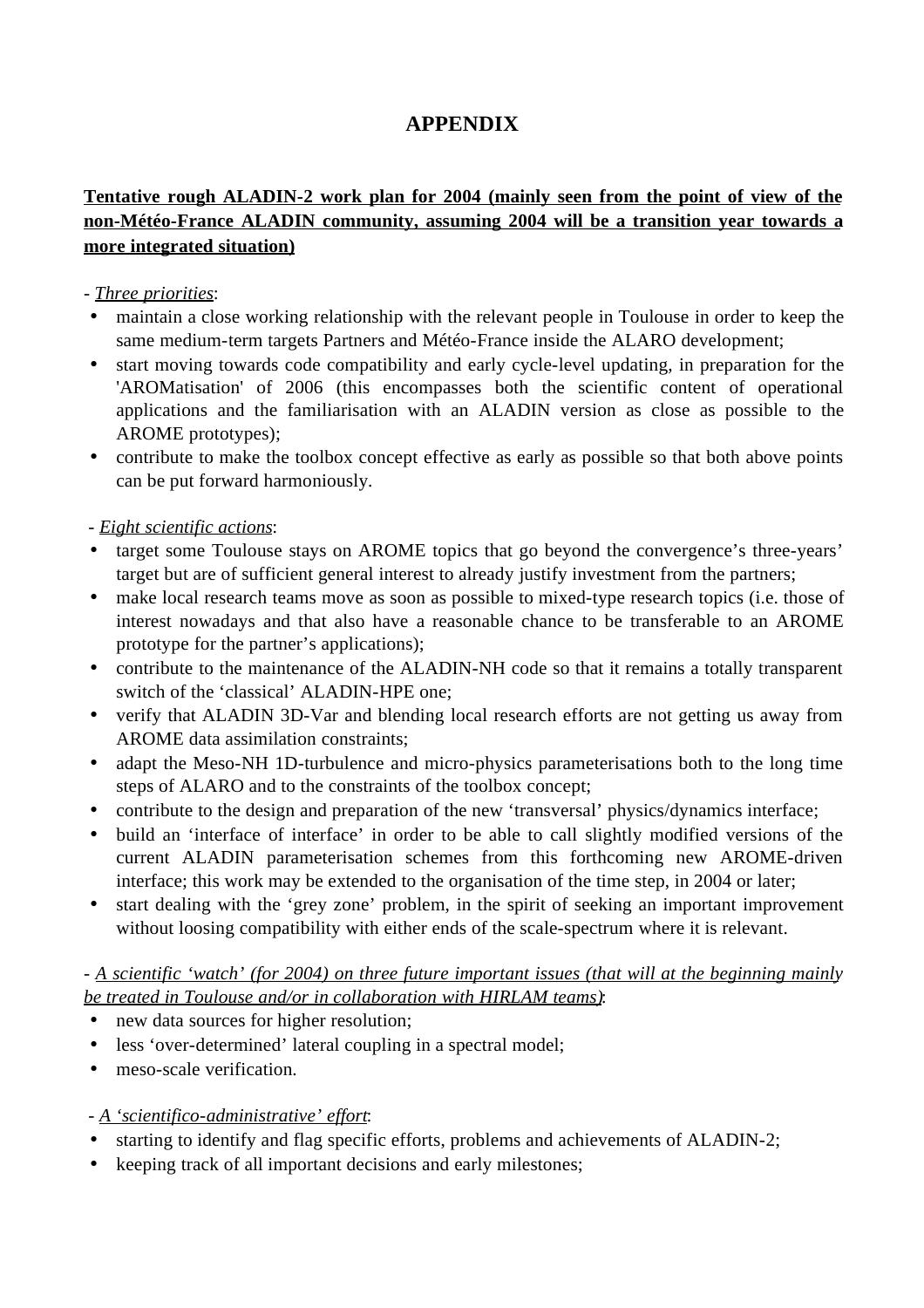# APPENDIX

**Tentative rough ALADIN-2 work plan for 2004 (mainly seen from the point of view of the non-Météo-France ALADIN community, assuming 2004 will be a transition year towards a more integrated situation)**

- *Three priorities*:
  - maintain a close working relationship with the relevant people in Toulouse in order to keep the same medium-term targets Partners and Météo-France inside the ALARO development;
  - start moving towards code compatibility and early cycle-level updating, in preparation for the 'AROMatisation' of 2006 (this encompasses both the scientific content of operational applications and the familiarisation with an ALADIN version as close as possible to the AROME prototypes);
  - contribute to make the toolbox concept effective as early as possible so that both above points can be put forward harmoniously.

- *Eight scientific actions*:
  - target some Toulouse stays on AROME topics that go beyond the convergence's three-years' target but are of sufficient general interest to already justify investment from the partners;
  - make local research teams move as soon as possible to mixed-type research topics (i.e. those of interest nowadays and that also have a reasonable chance to be transferable to an AROME prototype for the partner's applications);
  - contribute to the maintenance of the ALADIN-NH code so that it remains a totally transparent switch of the 'classical' ALADIN-HPE one;
  - verify that ALADIN 3D-Var and blending local research efforts are not getting us away from AROME data assimilation constraints;
  - adapt the Meso-NH 1D-turbulence and micro-physics parameterisations both to the long time steps of ALARO and to the constraints of the toolbox concept;
  - contribute to the design and preparation of the new 'transversal' physics/dynamics interface;
  - build an 'interface of interface' in order to be able to call slightly modified versions of the current ALADIN parameterisation schemes from this forthcoming new AROME-driven interface; this work may be extended to the organisation of the time step, in 2004 or later;
  - start dealing with the 'grey zone' problem, in the spirit of seeking an important improvement without loosing compatibility with either ends of the scale-spectrum where it is relevant.

- *A scientific 'watch' (for 2004) on three future important issues (that will at the beginning mainly be treated in Toulouse and/or in collaboration with HIRLAM teams)*:
  - new data sources for higher resolution;
  - less 'over-determined' lateral coupling in a spectral model;
  - meso-scale verification.

- *A 'scientifico-administrative' effort*:
  - starting to identify and flag specific efforts, problems and achievements of ALADIN-2;
  - keeping track of all important decisions and early milestones;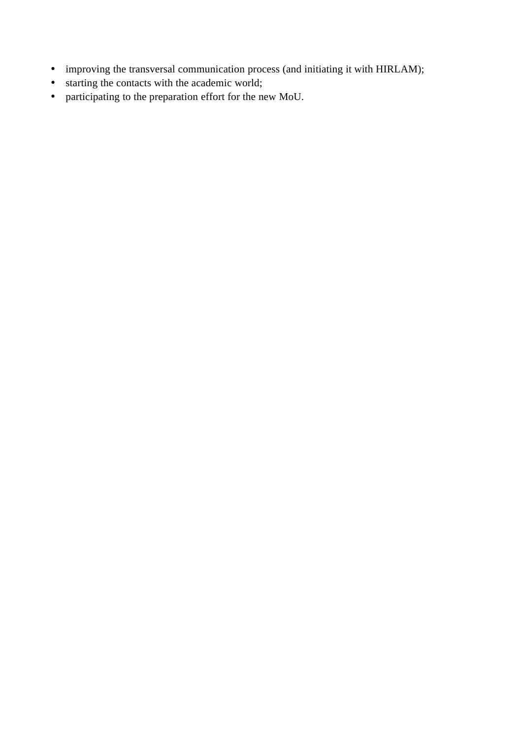- improving the transversal communication process (and initiating it with HIRLAM);
- starting the contacts with the academic world;
- participating to the preparation effort for the new MoU.